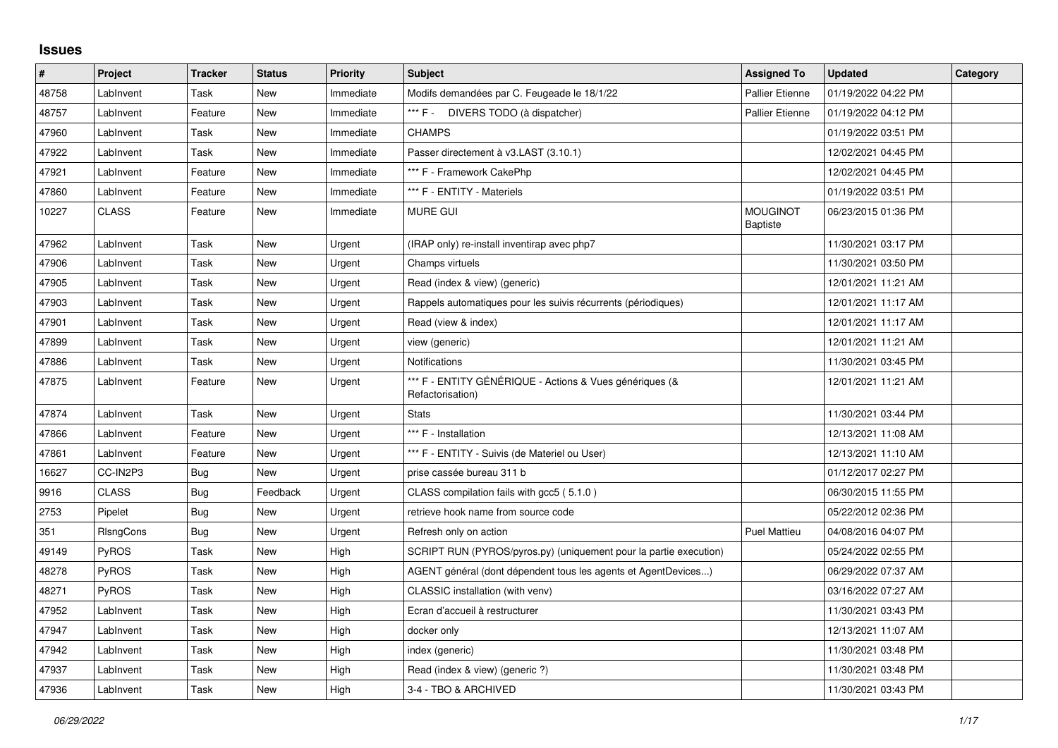## Issues

| # | Project | Tracker | Status | Priority | Subject | Assigned To | Updated | Category |
|---|---|---|---|---|---|---|---|---|
| 48758 | LabInvent | Task | New | Immediate | Modifs demandées par C. Feugeade le 18/1/22 | Pallier Etienne | 01/19/2022 04:22 PM | |
| 48757 | LabInvent | Feature | New | Immediate | *** F - DIVERS TODO (à dispatcher) | Pallier Etienne | 01/19/2022 04:12 PM | |
| 47960 | LabInvent | Task | New | Immediate | CHAMPS | | 01/19/2022 03:51 PM | |
| 47922 | LabInvent | Task | New | Immediate | Passer directement à v3.LAST (3.10.1) | | 12/02/2021 04:45 PM | |
| 47921 | LabInvent | Feature | New | Immediate | *** F - Framework CakePhp | | 12/02/2021 04:45 PM | |
| 47860 | LabInvent | Feature | New | Immediate | *** F - ENTITY - Materiels | | 01/19/2022 03:51 PM | |
| 10227 | CLASS | Feature | New | Immediate | MURE GUI | MOUGINOT Baptiste | 06/23/2015 01:36 PM | |
| 47962 | LabInvent | Task | New | Urgent | (IRAP only) re-install inventirap avec php7 | | 11/30/2021 03:17 PM | |
| 47906 | LabInvent | Task | New | Urgent | Champs virtuels | | 11/30/2021 03:50 PM | |
| 47905 | LabInvent | Task | New | Urgent | Read (index & view) (generic) | | 12/01/2021 11:21 AM | |
| 47903 | LabInvent | Task | New | Urgent | Rappels automatiques pour les suivis récurrents (périodiques) | | 12/01/2021 11:17 AM | |
| 47901 | LabInvent | Task | New | Urgent | Read (view & index) | | 12/01/2021 11:17 AM | |
| 47899 | LabInvent | Task | New | Urgent | view (generic) | | 12/01/2021 11:21 AM | |
| 47886 | LabInvent | Task | New | Urgent | Notifications | | 11/30/2021 03:45 PM | |
| 47875 | LabInvent | Feature | New | Urgent | *** F - ENTITY GÉNÉRIQUE - Actions & Vues génériques (& Refactorisation) | | 12/01/2021 11:21 AM | |
| 47874 | LabInvent | Task | New | Urgent | Stats | | 11/30/2021 03:44 PM | |
| 47866 | LabInvent | Feature | New | Urgent | *** F - Installation | | 12/13/2021 11:08 AM | |
| 47861 | LabInvent | Feature | New | Urgent | *** F - ENTITY - Suivis (de Materiel ou User) | | 12/13/2021 11:10 AM | |
| 16627 | CC-IN2P3 | Bug | New | Urgent | prise cassée bureau 311 b | | 01/12/2017 02:27 PM | |
| 9916 | CLASS | Bug | Feedback | Urgent | CLASS compilation fails with gcc5 ( 5.1.0 ) | | 06/30/2015 11:55 PM | |
| 2753 | Pipelet | Bug | New | Urgent | retrieve hook name from source code | | 05/22/2012 02:36 PM | |
| 351 | RlsngCons | Bug | New | Urgent | Refresh only on action | Puel Mattieu | 04/08/2016 04:07 PM | |
| 49149 | PyROS | Task | New | High | SCRIPT RUN (PYROS/pyros.py) (uniquement pour la partie execution) | | 05/24/2022 02:55 PM | |
| 48278 | PyROS | Task | New | High | AGENT général (dont dépendent tous les agents et AgentDevices...) | | 06/29/2022 07:37 AM | |
| 48271 | PyROS | Task | New | High | CLASSIC installation (with venv) | | 03/16/2022 07:27 AM | |
| 47952 | LabInvent | Task | New | High | Ecran d'accueil à restructurer | | 11/30/2021 03:43 PM | |
| 47947 | LabInvent | Task | New | High | docker only | | 12/13/2021 11:07 AM | |
| 47942 | LabInvent | Task | New | High | index (generic) | | 11/30/2021 03:48 PM | |
| 47937 | LabInvent | Task | New | High | Read (index & view) (generic ?) | | 11/30/2021 03:48 PM | |
| 47936 | LabInvent | Task | New | High | 3-4 - TBO & ARCHIVED | | 11/30/2021 03:43 PM | |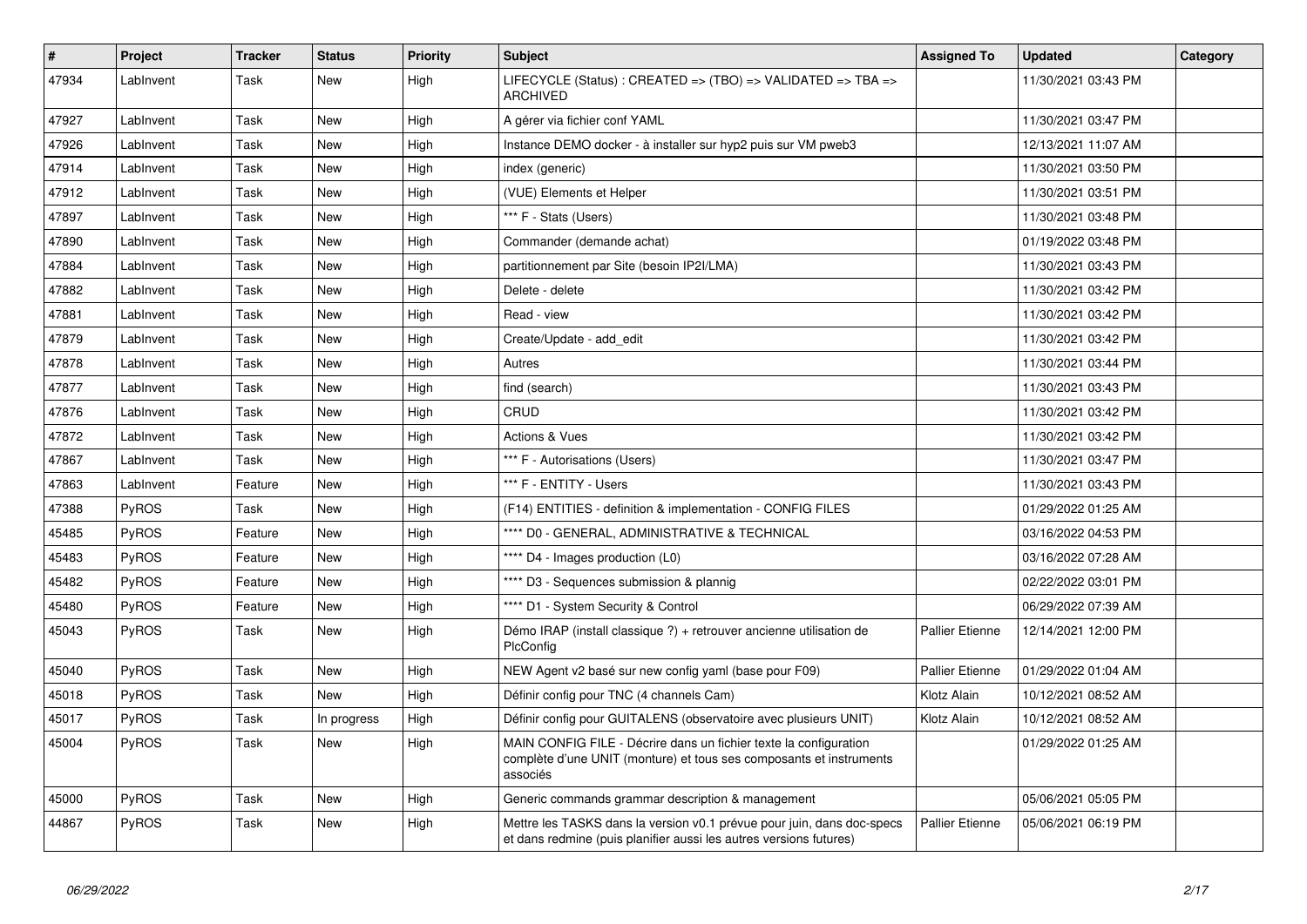| # | Project | Tracker | Status | Priority | Subject | Assigned To | Updated | Category |
|---|---|---|---|---|---|---|---|---|
| 47934 | LabInvent | Task | New | High | LIFECYCLE (Status) : CREATED => (TBO) => VALIDATED => TBA => ARCHIVED | | 11/30/2021 03:43 PM | |
| 47927 | LabInvent | Task | New | High | A gérer via fichier conf YAML | | 11/30/2021 03:47 PM | |
| 47926 | LabInvent | Task | New | High | Instance DEMO docker - à installer sur hyp2 puis sur VM pweb3 | | 12/13/2021 11:07 AM | |
| 47914 | LabInvent | Task | New | High | index (generic) | | 11/30/2021 03:50 PM | |
| 47912 | LabInvent | Task | New | High | (VUE) Elements et Helper | | 11/30/2021 03:51 PM | |
| 47897 | LabInvent | Task | New | High | *** F - Stats (Users) | | 11/30/2021 03:48 PM | |
| 47890 | LabInvent | Task | New | High | Commander (demande achat) | | 01/19/2022 03:48 PM | |
| 47884 | LabInvent | Task | New | High | partitionnement par Site (besoin IP2I/LMA) | | 11/30/2021 03:43 PM | |
| 47882 | LabInvent | Task | New | High | Delete - delete | | 11/30/2021 03:42 PM | |
| 47881 | LabInvent | Task | New | High | Read - view | | 11/30/2021 03:42 PM | |
| 47879 | LabInvent | Task | New | High | Create/Update - add_edit | | 11/30/2021 03:42 PM | |
| 47878 | LabInvent | Task | New | High | Autres | | 11/30/2021 03:44 PM | |
| 47877 | LabInvent | Task | New | High | find (search) | | 11/30/2021 03:43 PM | |
| 47876 | LabInvent | Task | New | High | CRUD | | 11/30/2021 03:42 PM | |
| 47872 | LabInvent | Task | New | High | Actions & Vues | | 11/30/2021 03:42 PM | |
| 47867 | LabInvent | Task | New | High | *** F - Autorisations (Users) | | 11/30/2021 03:47 PM | |
| 47863 | LabInvent | Feature | New | High | *** F - ENTITY - Users | | 11/30/2021 03:43 PM | |
| 47388 | PyROS | Task | New | High | (F14) ENTITIES - definition & implementation - CONFIG FILES | | 01/29/2022 01:25 AM | |
| 45485 | PyROS | Feature | New | High | **** D0 - GENERAL, ADMINISTRATIVE & TECHNICAL | | 03/16/2022 04:53 PM | |
| 45483 | PyROS | Feature | New | High | **** D4 - Images production (L0) | | 03/16/2022 07:28 AM | |
| 45482 | PyROS | Feature | New | High | **** D3 - Sequences submission & plannig | | 02/22/2022 03:01 PM | |
| 45480 | PyROS | Feature | New | High | **** D1 - System Security & Control | | 06/29/2022 07:39 AM | |
| 45043 | PyROS | Task | New | High | Démo IRAP (install classique ?) + retrouver ancienne utilisation de PlcConfig | Pallier Etienne | 12/14/2021 12:00 PM | |
| 45040 | PyROS | Task | New | High | NEW Agent v2 basé sur new config yaml (base pour F09) | Pallier Etienne | 01/29/2022 01:04 AM | |
| 45018 | PyROS | Task | New | High | Définir config pour TNC (4 channels Cam) | Klotz Alain | 10/12/2021 08:52 AM | |
| 45017 | PyROS | Task | In progress | High | Définir config pour GUITALENS (observatoire avec plusieurs UNIT) | Klotz Alain | 10/12/2021 08:52 AM | |
| 45004 | PyROS | Task | New | High | MAIN CONFIG FILE - Décrire dans un fichier texte la configuration complète d'une UNIT (monture) et tous ses composants et instruments associés | | 01/29/2022 01:25 AM | |
| 45000 | PyROS | Task | New | High | Generic commands grammar description & management | | 05/06/2021 05:05 PM | |
| 44867 | PyROS | Task | New | High | Mettre les TASKS dans la version v0.1 prévue pour juin, dans doc-specs et dans redmine (puis planifier aussi les autres versions futures) | Pallier Etienne | 05/06/2021 06:19 PM | |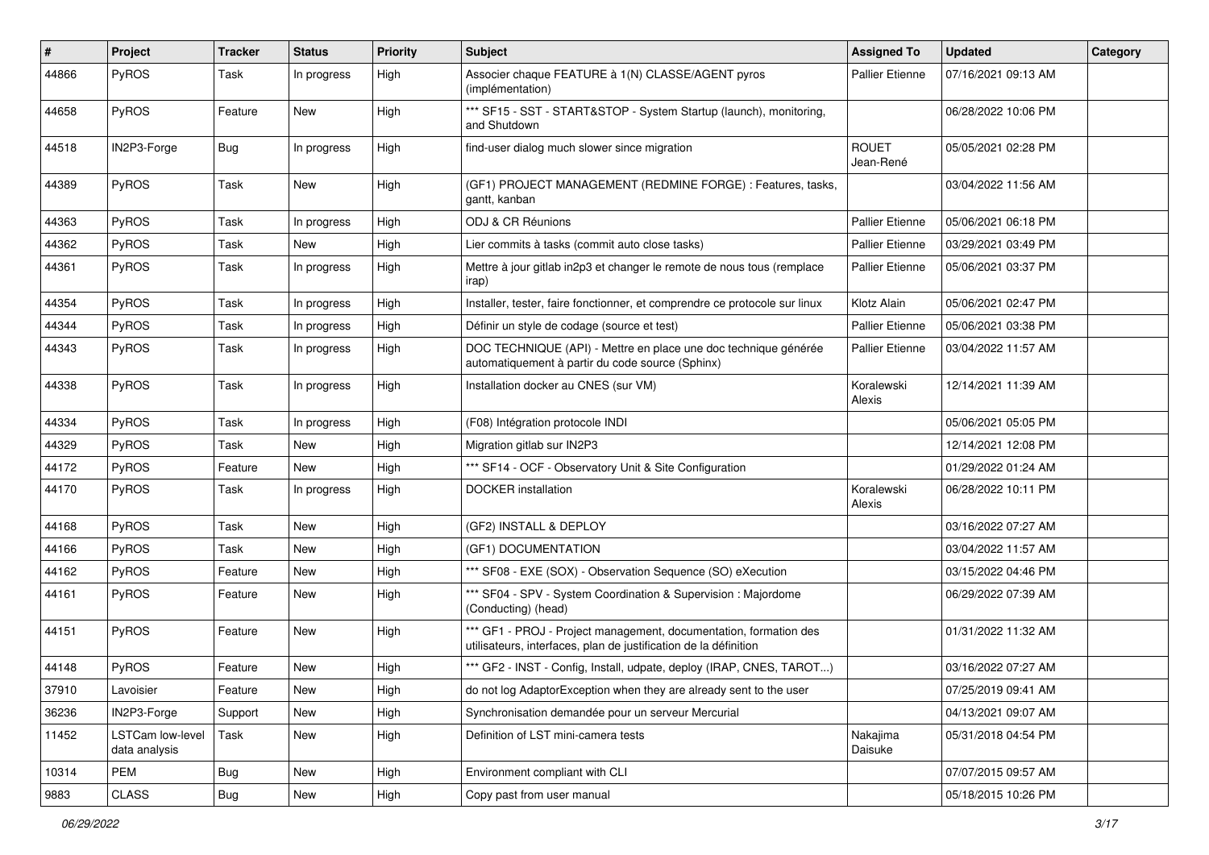| # | Project | Tracker | Status | Priority | Subject | Assigned To | Updated | Category |
|---|---|---|---|---|---|---|---|---|
| 44866 | PyROS | Task | In progress | High | Associer chaque FEATURE à 1(N) CLASSE/AGENT pyros (implémentation) | Pallier Etienne | 07/16/2021 09:13 AM | |
| 44658 | PyROS | Feature | New | High | *** SF15 - SST - START&STOP - System Startup (launch), monitoring, and Shutdown | | 06/28/2022 10:06 PM | |
| 44518 | IN2P3-Forge | Bug | In progress | High | find-user dialog much slower since migration | ROUET Jean-René | 05/05/2021 02:28 PM | |
| 44389 | PyROS | Task | New | High | (GF1) PROJECT MANAGEMENT (REDMINE FORGE) : Features, tasks, gantt, kanban | | 03/04/2022 11:56 AM | |
| 44363 | PyROS | Task | In progress | High | ODJ & CR Réunions | Pallier Etienne | 05/06/2021 06:18 PM | |
| 44362 | PyROS | Task | New | High | Lier commits à tasks (commit auto close tasks) | Pallier Etienne | 03/29/2021 03:49 PM | |
| 44361 | PyROS | Task | In progress | High | Mettre à jour gitlab in2p3 et changer le remote de nous tous (remplace irap) | Pallier Etienne | 05/06/2021 03:37 PM | |
| 44354 | PyROS | Task | In progress | High | Installer, tester, faire fonctionner, et comprendre ce protocole sur linux | Klotz Alain | 05/06/2021 02:47 PM | |
| 44344 | PyROS | Task | In progress | High | Définir un style de codage (source et test) | Pallier Etienne | 05/06/2021 03:38 PM | |
| 44343 | PyROS | Task | In progress | High | DOC TECHNIQUE (API) - Mettre en place une doc technique générée automatiquement à partir du code source (Sphinx) | Pallier Etienne | 03/04/2022 11:57 AM | |
| 44338 | PyROS | Task | In progress | High | Installation docker au CNES (sur VM) | Koralewski Alexis | 12/14/2021 11:39 AM | |
| 44334 | PyROS | Task | In progress | High | (F08) Intégration protocole INDI | | 05/06/2021 05:05 PM | |
| 44329 | PyROS | Task | New | High | Migration gitlab sur IN2P3 | | 12/14/2021 12:08 PM | |
| 44172 | PyROS | Feature | New | High | *** SF14 - OCF - Observatory Unit & Site Configuration | | 01/29/2022 01:24 AM | |
| 44170 | PyROS | Task | In progress | High | DOCKER installation | Koralewski Alexis | 06/28/2022 10:11 PM | |
| 44168 | PyROS | Task | New | High | (GF2) INSTALL & DEPLOY | | 03/16/2022 07:27 AM | |
| 44166 | PyROS | Task | New | High | (GF1) DOCUMENTATION | | 03/04/2022 11:57 AM | |
| 44162 | PyROS | Feature | New | High | *** SF08 - EXE (SOX) - Observation Sequence (SO) eXecution | | 03/15/2022 04:46 PM | |
| 44161 | PyROS | Feature | New | High | *** SF04 - SPV - System Coordination & Supervision : Majordome (Conducting) (head) | | 06/29/2022 07:39 AM | |
| 44151 | PyROS | Feature | New | High | *** GF1 - PROJ - Project management, documentation, formation des utilisateurs, interfaces, plan de justification de la définition | | 01/31/2022 11:32 AM | |
| 44148 | PyROS | Feature | New | High | *** GF2 - INST - Config, Install, udpate, deploy (IRAP, CNES, TAROT...) | | 03/16/2022 07:27 AM | |
| 37910 | Lavoisier | Feature | New | High | do not log AdaptorException when they are already sent to the user | | 07/25/2019 09:41 AM | |
| 36236 | IN2P3-Forge | Support | New | High | Synchronisation demandée pour un serveur Mercurial | | 04/13/2021 09:07 AM | |
| 11452 | LSTCam low-level data analysis | Task | New | High | Definition of LST mini-camera tests | Nakajima Daisuke | 05/31/2018 04:54 PM | |
| 10314 | PEM | Bug | New | High | Environment compliant with CLI | | 07/07/2015 09:57 AM | |
| 9883 | CLASS | Bug | New | High | Copy past from user manual | | 05/18/2015 10:26 PM | |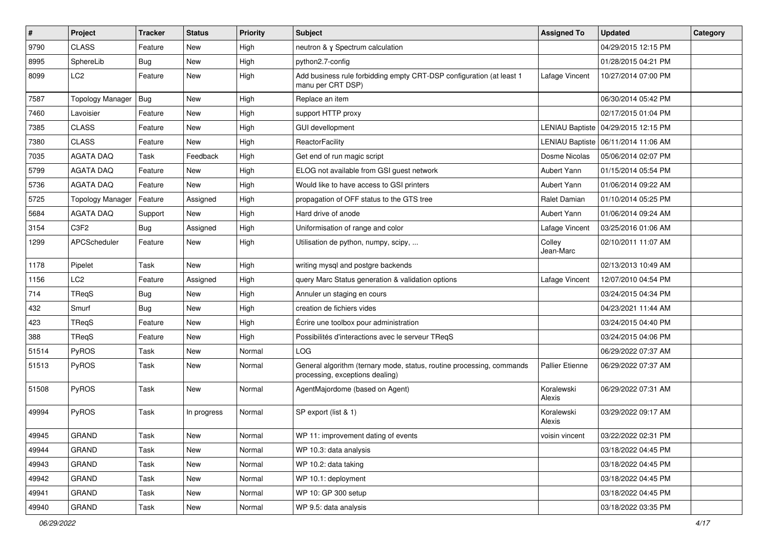| # | Project | Tracker | Status | Priority | Subject | Assigned To | Updated | Category |
|---|---|---|---|---|---|---|---|---|
| 9790 | CLASS | Feature | New | High | neutron & γ Spectrum calculation | | 04/29/2015 12:15 PM | |
| 8995 | SphereLib | Bug | New | High | python2.7-config | | 01/28/2015 04:21 PM | |
| 8099 | LC2 | Feature | New | High | Add business rule forbidding empty CRT-DSP configuration (at least 1 manu per CRT DSP) | Lafage Vincent | 10/27/2014 07:00 PM | |
| 7587 | Topology Manager | Bug | New | High | Replace an item | | 06/30/2014 05:42 PM | |
| 7460 | Lavoisier | Feature | New | High | support HTTP proxy | | 02/17/2015 01:04 PM | |
| 7385 | CLASS | Feature | New | High | GUI devellopment | LENIAU Baptiste | 04/29/2015 12:15 PM | |
| 7380 | CLASS | Feature | New | High | ReactorFacility | LENIAU Baptiste | 06/11/2014 11:06 AM | |
| 7035 | AGATA DAQ | Task | Feedback | High | Get end of run magic script | Dosme Nicolas | 05/06/2014 02:07 PM | |
| 5799 | AGATA DAQ | Feature | New | High | ELOG not available from GSI guest network | Aubert Yann | 01/15/2014 05:54 PM | |
| 5736 | AGATA DAQ | Feature | New | High | Would like to have access to GSI printers | Aubert Yann | 01/06/2014 09:22 AM | |
| 5725 | Topology Manager | Feature | Assigned | High | propagation of OFF status to the GTS tree | Ralet Damian | 01/10/2014 05:25 PM | |
| 5684 | AGATA DAQ | Support | New | High | Hard drive of anode | Aubert Yann | 01/06/2014 09:24 AM | |
| 3154 | C3F2 | Bug | Assigned | High | Uniformisation of range and color | Lafage Vincent | 03/25/2016 01:06 AM | |
| 1299 | APCScheduler | Feature | New | High | Utilisation de python, numpy, scipy, ... | Colley Jean-Marc | 02/10/2011 11:07 AM | |
| 1178 | Pipelet | Task | New | High | writing mysql and postgre backends | | 02/13/2013 10:49 AM | |
| 1156 | LC2 | Feature | Assigned | High | query Marc Status generation & validation options | Lafage Vincent | 12/07/2010 04:54 PM | |
| 714 | TReqS | Bug | New | High | Annuler un staging en cours | | 03/24/2015 04:34 PM | |
| 432 | Smurf | Bug | New | High | creation de fichiers vides | | 04/23/2021 11:44 AM | |
| 423 | TReqS | Feature | New | High | Écrire une toolbox pour administration | | 03/24/2015 04:40 PM | |
| 388 | TReqS | Feature | New | High | Possibilités d'interactions avec le serveur TReqS | | 03/24/2015 04:06 PM | |
| 51514 | PyROS | Task | New | Normal | LOG | | 06/29/2022 07:37 AM | |
| 51513 | PyROS | Task | New | Normal | General algorithm (ternary mode, status, routine processing, commands processing, exceptions dealing) | Pallier Etienne | 06/29/2022 07:37 AM | |
| 51508 | PyROS | Task | New | Normal | AgentMajordome (based on Agent) | Koralewski Alexis | 06/29/2022 07:31 AM | |
| 49994 | PyROS | Task | In progress | Normal | SP export (list & 1) | Koralewski Alexis | 03/29/2022 09:17 AM | |
| 49945 | GRAND | Task | New | Normal | WP 11: improvement dating of events | voisin vincent | 03/22/2022 02:31 PM | |
| 49944 | GRAND | Task | New | Normal | WP 10.3: data analysis | | 03/18/2022 04:45 PM | |
| 49943 | GRAND | Task | New | Normal | WP 10.2: data taking | | 03/18/2022 04:45 PM | |
| 49942 | GRAND | Task | New | Normal | WP 10.1: deployment | | 03/18/2022 04:45 PM | |
| 49941 | GRAND | Task | New | Normal | WP 10: GP 300 setup | | 03/18/2022 04:45 PM | |
| 49940 | GRAND | Task | New | Normal | WP 9.5: data analysis | | 03/18/2022 03:35 PM | |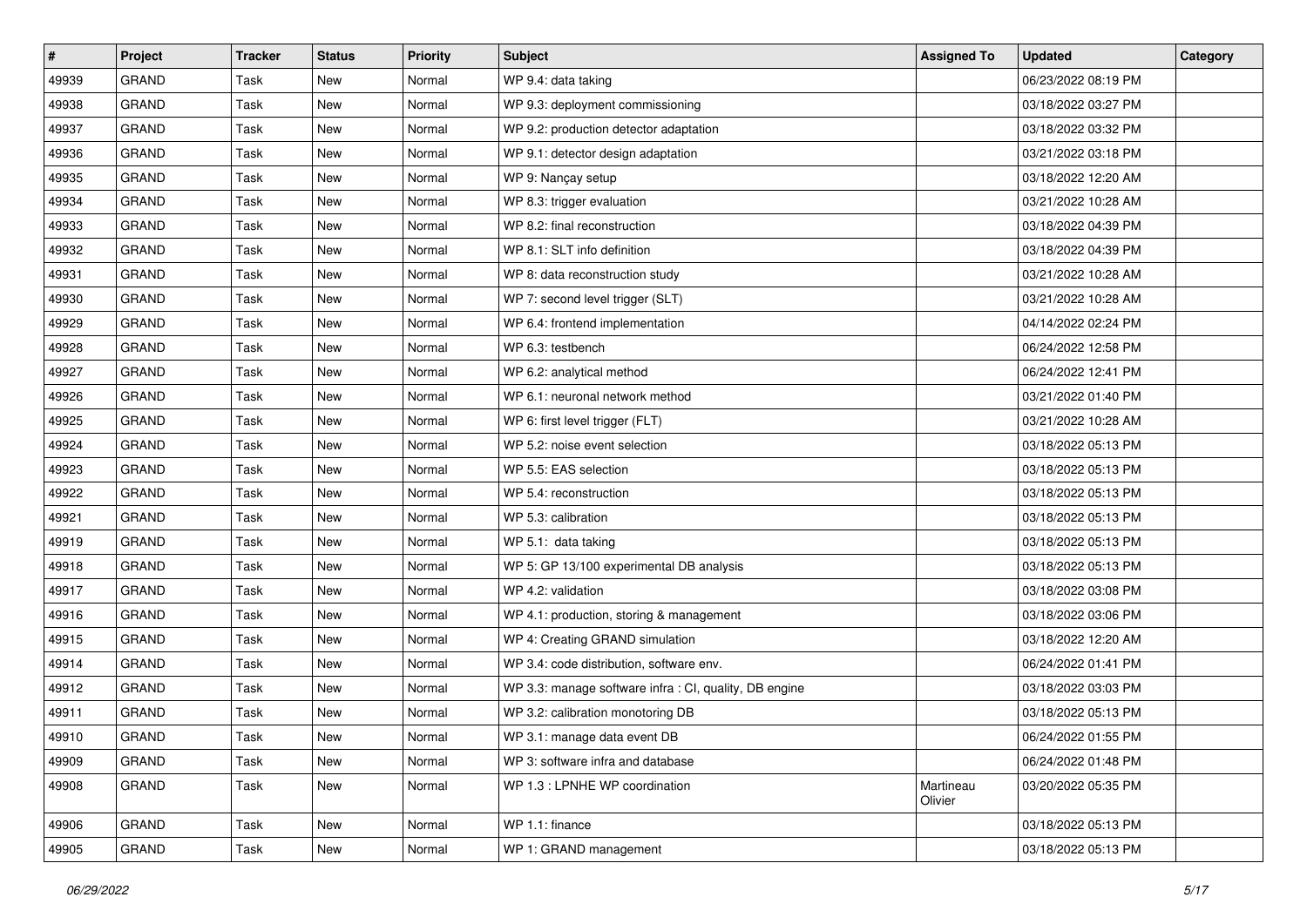| # | Project | Tracker | Status | Priority | Subject | Assigned To | Updated | Category |
|---|---|---|---|---|---|---|---|---|
| 49939 | GRAND | Task | New | Normal | WP 9.4: data taking | | 06/23/2022 08:19 PM | |
| 49938 | GRAND | Task | New | Normal | WP 9.3: deployment commissioning | | 03/18/2022 03:27 PM | |
| 49937 | GRAND | Task | New | Normal | WP 9.2: production detector adaptation | | 03/18/2022 03:32 PM | |
| 49936 | GRAND | Task | New | Normal | WP 9.1: detector design adaptation | | 03/21/2022 03:18 PM | |
| 49935 | GRAND | Task | New | Normal | WP 9: Nançay setup | | 03/18/2022 12:20 AM | |
| 49934 | GRAND | Task | New | Normal | WP 8.3: trigger evaluation | | 03/21/2022 10:28 AM | |
| 49933 | GRAND | Task | New | Normal | WP 8.2: final reconstruction | | 03/18/2022 04:39 PM | |
| 49932 | GRAND | Task | New | Normal | WP 8.1: SLT info definition | | 03/18/2022 04:39 PM | |
| 49931 | GRAND | Task | New | Normal | WP 8: data reconstruction study | | 03/21/2022 10:28 AM | |
| 49930 | GRAND | Task | New | Normal | WP 7: second level trigger (SLT) | | 03/21/2022 10:28 AM | |
| 49929 | GRAND | Task | New | Normal | WP 6.4: frontend implementation | | 04/14/2022 02:24 PM | |
| 49928 | GRAND | Task | New | Normal | WP 6.3: testbench | | 06/24/2022 12:58 PM | |
| 49927 | GRAND | Task | New | Normal | WP 6.2: analytical method | | 06/24/2022 12:41 PM | |
| 49926 | GRAND | Task | New | Normal | WP 6.1: neuronal network method | | 03/21/2022 01:40 PM | |
| 49925 | GRAND | Task | New | Normal | WP 6: first level trigger (FLT) | | 03/21/2022 10:28 AM | |
| 49924 | GRAND | Task | New | Normal | WP 5.2: noise event selection | | 03/18/2022 05:13 PM | |
| 49923 | GRAND | Task | New | Normal | WP 5.5: EAS selection | | 03/18/2022 05:13 PM | |
| 49922 | GRAND | Task | New | Normal | WP 5.4: reconstruction | | 03/18/2022 05:13 PM | |
| 49921 | GRAND | Task | New | Normal | WP 5.3: calibration | | 03/18/2022 05:13 PM | |
| 49919 | GRAND | Task | New | Normal | WP 5.1:  data taking | | 03/18/2022 05:13 PM | |
| 49918 | GRAND | Task | New | Normal | WP 5: GP 13/100 experimental DB analysis | | 03/18/2022 05:13 PM | |
| 49917 | GRAND | Task | New | Normal | WP 4.2: validation | | 03/18/2022 03:08 PM | |
| 49916 | GRAND | Task | New | Normal | WP 4.1: production, storing & management | | 03/18/2022 03:06 PM | |
| 49915 | GRAND | Task | New | Normal | WP 4: Creating GRAND simulation | | 03/18/2022 12:20 AM | |
| 49914 | GRAND | Task | New | Normal | WP 3.4: code distribution, software env. | | 06/24/2022 01:41 PM | |
| 49912 | GRAND | Task | New | Normal | WP 3.3: manage software infra : CI, quality, DB engine | | 03/18/2022 03:03 PM | |
| 49911 | GRAND | Task | New | Normal | WP 3.2: calibration monotoring DB | | 03/18/2022 05:13 PM | |
| 49910 | GRAND | Task | New | Normal | WP 3.1: manage data event DB | | 06/24/2022 01:55 PM | |
| 49909 | GRAND | Task | New | Normal | WP 3: software infra and database | | 06/24/2022 01:48 PM | |
| 49908 | GRAND | Task | New | Normal | WP 1.3 : LPNHE WP coordination | Martineau Olivier | 03/20/2022 05:35 PM | |
| 49906 | GRAND | Task | New | Normal | WP 1.1: finance | | 03/18/2022 05:13 PM | |
| 49905 | GRAND | Task | New | Normal | WP 1: GRAND management | | 03/18/2022 05:13 PM | |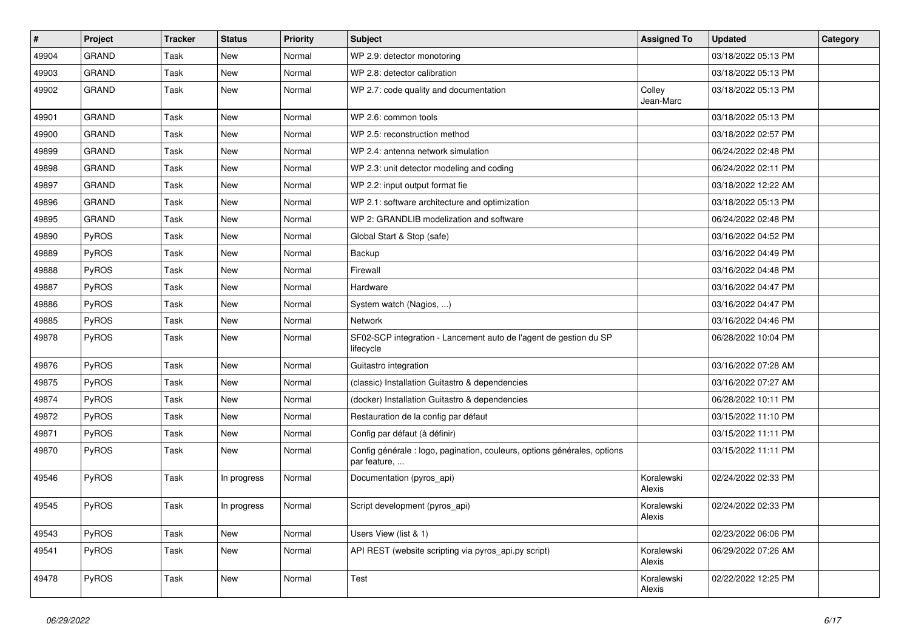| # | Project | Tracker | Status | Priority | Subject | Assigned To | Updated | Category |
|---|---|---|---|---|---|---|---|---|
| 49904 | GRAND | Task | New | Normal | WP 2.9: detector monotoring | | 03/18/2022 05:13 PM | |
| 49903 | GRAND | Task | New | Normal | WP 2.8: detector calibration | | 03/18/2022 05:13 PM | |
| 49902 | GRAND | Task | New | Normal | WP 2.7: code quality and documentation | Colley Jean-Marc | 03/18/2022 05:13 PM | |
| 49901 | GRAND | Task | New | Normal | WP 2.6: common tools | | 03/18/2022 05:13 PM | |
| 49900 | GRAND | Task | New | Normal | WP 2.5: reconstruction method | | 03/18/2022 02:57 PM | |
| 49899 | GRAND | Task | New | Normal | WP 2.4: antenna network simulation | | 06/24/2022 02:48 PM | |
| 49898 | GRAND | Task | New | Normal | WP 2.3: unit detector modeling and coding | | 06/24/2022 02:11 PM | |
| 49897 | GRAND | Task | New | Normal | WP 2.2: input output format fie | | 03/18/2022 12:22 AM | |
| 49896 | GRAND | Task | New | Normal | WP 2.1: software architecture and optimization | | 03/18/2022 05:13 PM | |
| 49895 | GRAND | Task | New | Normal | WP 2: GRANDLIB modelization and software | | 06/24/2022 02:48 PM | |
| 49890 | PyROS | Task | New | Normal | Global Start & Stop (safe) | | 03/16/2022 04:52 PM | |
| 49889 | PyROS | Task | New | Normal | Backup | | 03/16/2022 04:49 PM | |
| 49888 | PyROS | Task | New | Normal | Firewall | | 03/16/2022 04:48 PM | |
| 49887 | PyROS | Task | New | Normal | Hardware | | 03/16/2022 04:47 PM | |
| 49886 | PyROS | Task | New | Normal | System watch (Nagios, ...) | | 03/16/2022 04:47 PM | |
| 49885 | PyROS | Task | New | Normal | Network | | 03/16/2022 04:46 PM | |
| 49878 | PyROS | Task | New | Normal | SF02-SCP integration - Lancement auto de l'agent de gestion du SP lifecycle | | 06/28/2022 10:04 PM | |
| 49876 | PyROS | Task | New | Normal | Guitastro integration | | 03/16/2022 07:28 AM | |
| 49875 | PyROS | Task | New | Normal | (classic) Installation Guitastro & dependencies | | 03/16/2022 07:27 AM | |
| 49874 | PyROS | Task | New | Normal | (docker) Installation Guitastro & dependencies | | 06/28/2022 10:11 PM | |
| 49872 | PyROS | Task | New | Normal | Restauration de la config par défaut | | 03/15/2022 11:10 PM | |
| 49871 | PyROS | Task | New | Normal | Config par défaut (à définir) | | 03/15/2022 11:11 PM | |
| 49870 | PyROS | Task | New | Normal | Config générale : logo, pagination, couleurs, options générales, options par feature, ... | | 03/15/2022 11:11 PM | |
| 49546 | PyROS | Task | In progress | Normal | Documentation (pyros_api) | Koralewski Alexis | 02/24/2022 02:33 PM | |
| 49545 | PyROS | Task | In progress | Normal | Script development (pyros_api) | Koralewski Alexis | 02/24/2022 02:33 PM | |
| 49543 | PyROS | Task | New | Normal | Users View (list & 1) | | 02/23/2022 06:06 PM | |
| 49541 | PyROS | Task | New | Normal | API REST (website scripting via pyros_api.py script) | Koralewski Alexis | 06/29/2022 07:26 AM | |
| 49478 | PyROS | Task | New | Normal | Test | Koralewski Alexis | 02/22/2022 12:25 PM | |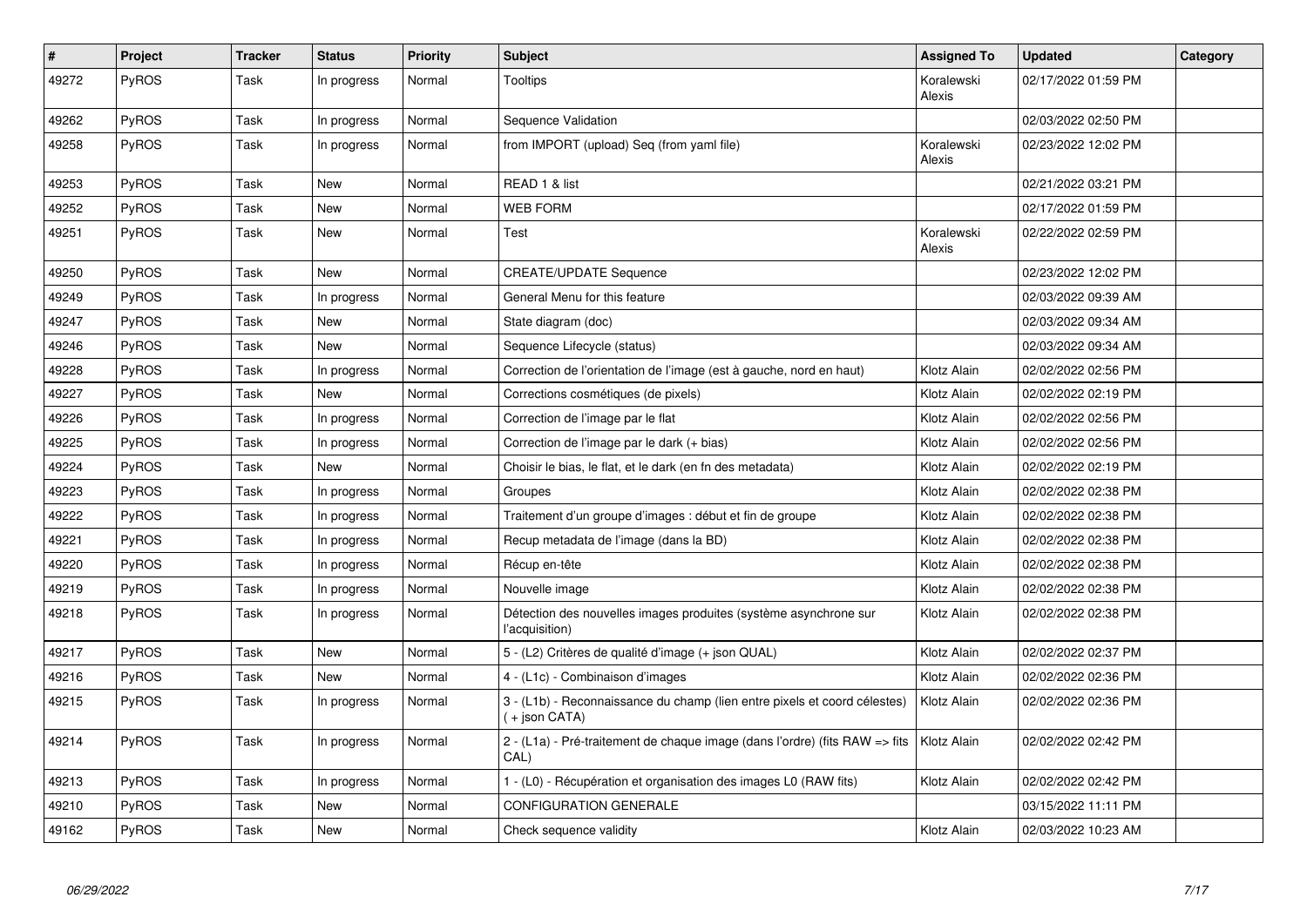| # | Project | Tracker | Status | Priority | Subject | Assigned To | Updated | Category |
|---|---|---|---|---|---|---|---|---|
| 49272 | PyROS | Task | In progress | Normal | Tooltips | Koralewski Alexis | 02/17/2022 01:59 PM | |
| 49262 | PyROS | Task | In progress | Normal | Sequence Validation | | 02/03/2022 02:50 PM | |
| 49258 | PyROS | Task | In progress | Normal | from IMPORT (upload) Seq (from yaml file) | Koralewski Alexis | 02/23/2022 12:02 PM | |
| 49253 | PyROS | Task | New | Normal | READ 1 & list | | 02/21/2022 03:21 PM | |
| 49252 | PyROS | Task | New | Normal | WEB FORM | | 02/17/2022 01:59 PM | |
| 49251 | PyROS | Task | New | Normal | Test | Koralewski Alexis | 02/22/2022 02:59 PM | |
| 49250 | PyROS | Task | New | Normal | CREATE/UPDATE Sequence | | 02/23/2022 12:02 PM | |
| 49249 | PyROS | Task | In progress | Normal | General Menu for this feature | | 02/03/2022 09:39 AM | |
| 49247 | PyROS | Task | New | Normal | State diagram (doc) | | 02/03/2022 09:34 AM | |
| 49246 | PyROS | Task | New | Normal | Sequence Lifecycle (status) | | 02/03/2022 09:34 AM | |
| 49228 | PyROS | Task | In progress | Normal | Correction de l'orientation de l'image (est à gauche, nord en haut) | Klotz Alain | 02/02/2022 02:56 PM | |
| 49227 | PyROS | Task | New | Normal | Corrections cosmétiques (de pixels) | Klotz Alain | 02/02/2022 02:19 PM | |
| 49226 | PyROS | Task | In progress | Normal | Correction de l'image par le flat | Klotz Alain | 02/02/2022 02:56 PM | |
| 49225 | PyROS | Task | In progress | Normal | Correction de l'image par le dark (+ bias) | Klotz Alain | 02/02/2022 02:56 PM | |
| 49224 | PyROS | Task | New | Normal | Choisir le bias, le flat, et le dark (en fn des metadata) | Klotz Alain | 02/02/2022 02:19 PM | |
| 49223 | PyROS | Task | In progress | Normal | Groupes | Klotz Alain | 02/02/2022 02:38 PM | |
| 49222 | PyROS | Task | In progress | Normal | Traitement d'un groupe d'images : début et fin de groupe | Klotz Alain | 02/02/2022 02:38 PM | |
| 49221 | PyROS | Task | In progress | Normal | Recup metadata de l'image (dans la BD) | Klotz Alain | 02/02/2022 02:38 PM | |
| 49220 | PyROS | Task | In progress | Normal | Récup en-tête | Klotz Alain | 02/02/2022 02:38 PM | |
| 49219 | PyROS | Task | In progress | Normal | Nouvelle image | Klotz Alain | 02/02/2022 02:38 PM | |
| 49218 | PyROS | Task | In progress | Normal | Détection des nouvelles images produites (système asynchrone sur l'acquisition) | Klotz Alain | 02/02/2022 02:38 PM | |
| 49217 | PyROS | Task | New | Normal | 5 - (L2) Critères de qualité d'image (+ json QUAL) | Klotz Alain | 02/02/2022 02:37 PM | |
| 49216 | PyROS | Task | New | Normal | 4 - (L1c) - Combinaison d'images | Klotz Alain | 02/02/2022 02:36 PM | |
| 49215 | PyROS | Task | In progress | Normal | 3 - (L1b) - Reconnaissance du champ (lien entre pixels et coord célestes) ( + json CATA) | Klotz Alain | 02/02/2022 02:36 PM | |
| 49214 | PyROS | Task | In progress | Normal | 2 - (L1a) - Pré-traitement de chaque image (dans l'ordre) (fits RAW => fits CAL) | Klotz Alain | 02/02/2022 02:42 PM | |
| 49213 | PyROS | Task | In progress | Normal | 1 - (L0) - Récupération et organisation des images L0 (RAW fits) | Klotz Alain | 02/02/2022 02:42 PM | |
| 49210 | PyROS | Task | New | Normal | CONFIGURATION GENERALE | | 03/15/2022 11:11 PM | |
| 49162 | PyROS | Task | New | Normal | Check sequence validity | Klotz Alain | 02/03/2022 10:23 AM | |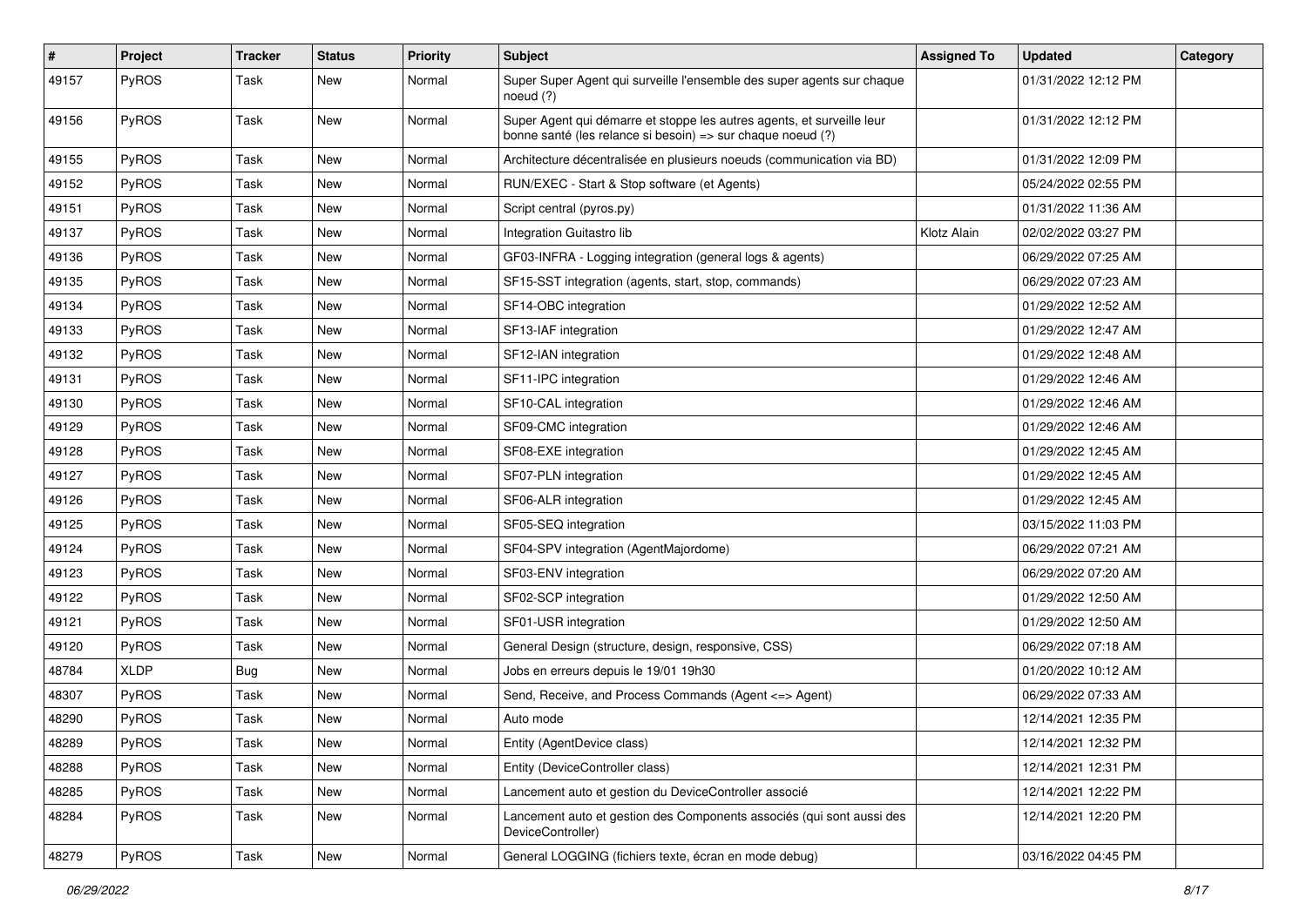| # | Project | Tracker | Status | Priority | Subject | Assigned To | Updated | Category |
|---|---|---|---|---|---|---|---|---|
| 49157 | PyROS | Task | New | Normal | Super Super Agent qui surveille l'ensemble des super agents sur chaque noeud (?) | | 01/31/2022 12:12 PM | |
| 49156 | PyROS | Task | New | Normal | Super Agent qui démarre et stoppe les autres agents, et surveille leur bonne santé (les relance si besoin) => sur chaque noeud (?) | | 01/31/2022 12:12 PM | |
| 49155 | PyROS | Task | New | Normal | Architecture décentralisée en plusieurs noeuds (communication via BD) | | 01/31/2022 12:09 PM | |
| 49152 | PyROS | Task | New | Normal | RUN/EXEC - Start & Stop software (et Agents) | | 05/24/2022 02:55 PM | |
| 49151 | PyROS | Task | New | Normal | Script central (pyros.py) | | 01/31/2022 11:36 AM | |
| 49137 | PyROS | Task | New | Normal | Integration Guitastro lib | Klotz Alain | 02/02/2022 03:27 PM | |
| 49136 | PyROS | Task | New | Normal | GF03-INFRA - Logging integration (general logs & agents) | | 06/29/2022 07:25 AM | |
| 49135 | PyROS | Task | New | Normal | SF15-SST integration (agents, start, stop, commands) | | 06/29/2022 07:23 AM | |
| 49134 | PyROS | Task | New | Normal | SF14-OBC integration | | 01/29/2022 12:52 AM | |
| 49133 | PyROS | Task | New | Normal | SF13-IAF integration | | 01/29/2022 12:47 AM | |
| 49132 | PyROS | Task | New | Normal | SF12-IAN integration | | 01/29/2022 12:48 AM | |
| 49131 | PyROS | Task | New | Normal | SF11-IPC integration | | 01/29/2022 12:46 AM | |
| 49130 | PyROS | Task | New | Normal | SF10-CAL integration | | 01/29/2022 12:46 AM | |
| 49129 | PyROS | Task | New | Normal | SF09-CMC integration | | 01/29/2022 12:46 AM | |
| 49128 | PyROS | Task | New | Normal | SF08-EXE integration | | 01/29/2022 12:45 AM | |
| 49127 | PyROS | Task | New | Normal | SF07-PLN integration | | 01/29/2022 12:45 AM | |
| 49126 | PyROS | Task | New | Normal | SF06-ALR integration | | 01/29/2022 12:45 AM | |
| 49125 | PyROS | Task | New | Normal | SF05-SEQ integration | | 03/15/2022 11:03 PM | |
| 49124 | PyROS | Task | New | Normal | SF04-SPV integration (AgentMajordome) | | 06/29/2022 07:21 AM | |
| 49123 | PyROS | Task | New | Normal | SF03-ENV integration | | 06/29/2022 07:20 AM | |
| 49122 | PyROS | Task | New | Normal | SF02-SCP integration | | 01/29/2022 12:50 AM | |
| 49121 | PyROS | Task | New | Normal | SF01-USR integration | | 01/29/2022 12:50 AM | |
| 49120 | PyROS | Task | New | Normal | General Design (structure, design, responsive, CSS) | | 06/29/2022 07:18 AM | |
| 48784 | XLDP | Bug | New | Normal | Jobs en erreurs depuis le 19/01 19h30 | | 01/20/2022 10:12 AM | |
| 48307 | PyROS | Task | New | Normal | Send, Receive, and Process Commands (Agent <=> Agent) | | 06/29/2022 07:33 AM | |
| 48290 | PyROS | Task | New | Normal | Auto mode | | 12/14/2021 12:35 PM | |
| 48289 | PyROS | Task | New | Normal | Entity (AgentDevice class) | | 12/14/2021 12:32 PM | |
| 48288 | PyROS | Task | New | Normal | Entity (DeviceController class) | | 12/14/2021 12:31 PM | |
| 48285 | PyROS | Task | New | Normal | Lancement auto et gestion du DeviceController associé | | 12/14/2021 12:22 PM | |
| 48284 | PyROS | Task | New | Normal | Lancement auto et gestion des Components associés (qui sont aussi des DeviceController) | | 12/14/2021 12:20 PM | |
| 48279 | PyROS | Task | New | Normal | General LOGGING (fichiers texte, écran en mode debug) | | 03/16/2022 04:45 PM | |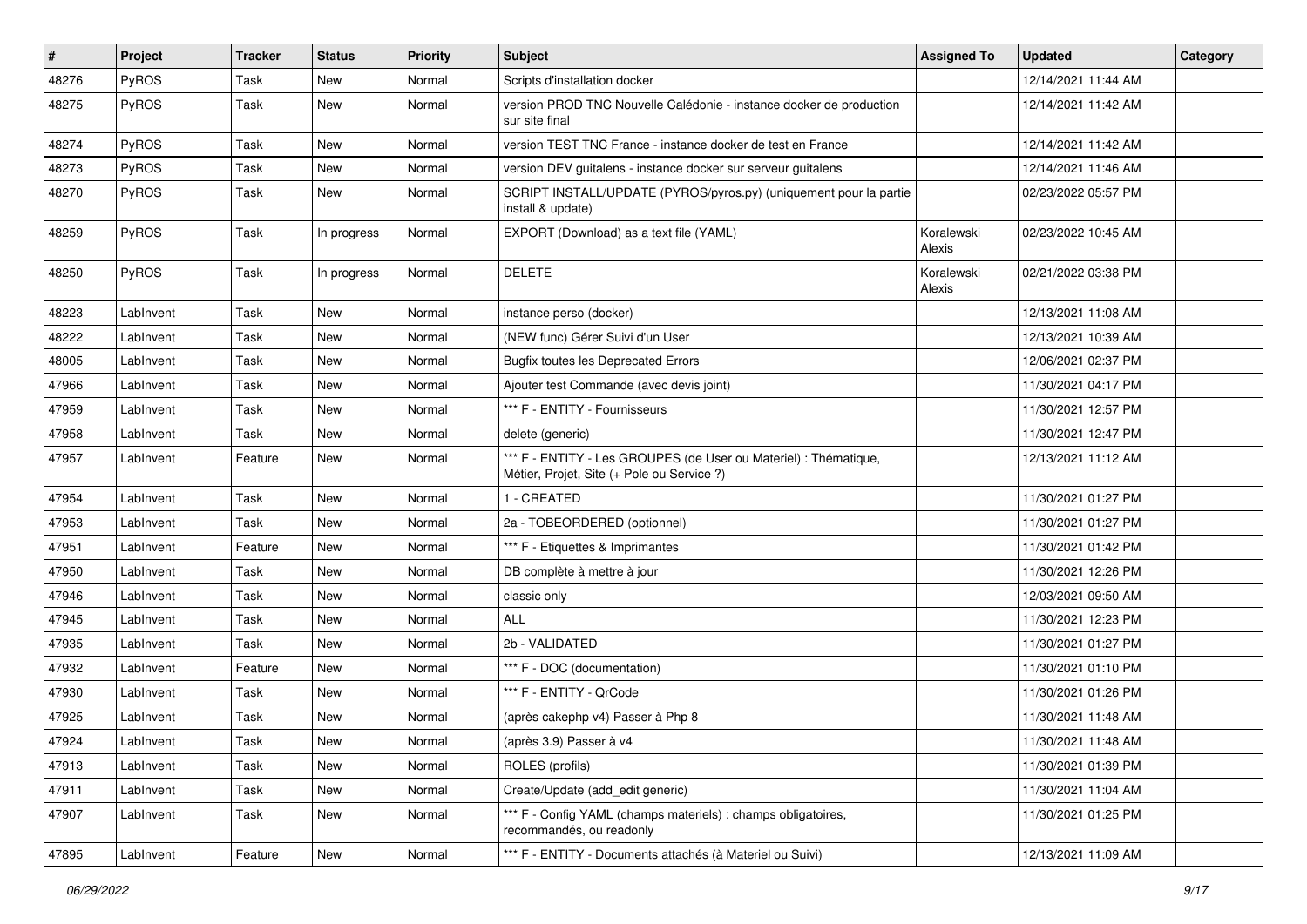| # | Project | Tracker | Status | Priority | Subject | Assigned To | Updated | Category |
|---|---|---|---|---|---|---|---|---|
| 48276 | PyROS | Task | New | Normal | Scripts d'installation docker | | 12/14/2021 11:44 AM | |
| 48275 | PyROS | Task | New | Normal | version PROD TNC Nouvelle Calédonie - instance docker de production sur site final | | 12/14/2021 11:42 AM | |
| 48274 | PyROS | Task | New | Normal | version TEST TNC France - instance docker de test en France | | 12/14/2021 11:42 AM | |
| 48273 | PyROS | Task | New | Normal | version DEV guitalens - instance docker sur serveur guitalens | | 12/14/2021 11:46 AM | |
| 48270 | PyROS | Task | New | Normal | SCRIPT INSTALL/UPDATE (PYROS/pyros.py) (uniquement pour la partie install & update) | | 02/23/2022 05:57 PM | |
| 48259 | PyROS | Task | In progress | Normal | EXPORT (Download) as a text file (YAML) | Koralewski Alexis | 02/23/2022 10:45 AM | |
| 48250 | PyROS | Task | In progress | Normal | DELETE | Koralewski Alexis | 02/21/2022 03:38 PM | |
| 48223 | LabInvent | Task | New | Normal | instance perso (docker) | | 12/13/2021 11:08 AM | |
| 48222 | LabInvent | Task | New | Normal | (NEW func) Gérer Suivi d'un User | | 12/13/2021 10:39 AM | |
| 48005 | LabInvent | Task | New | Normal | Bugfix toutes les Deprecated Errors | | 12/06/2021 02:37 PM | |
| 47966 | LabInvent | Task | New | Normal | Ajouter test Commande (avec devis joint) | | 11/30/2021 04:17 PM | |
| 47959 | LabInvent | Task | New | Normal | *** F - ENTITY - Fournisseurs | | 11/30/2021 12:57 PM | |
| 47958 | LabInvent | Task | New | Normal | delete (generic) | | 11/30/2021 12:47 PM | |
| 47957 | LabInvent | Feature | New | Normal | *** F - ENTITY - Les GROUPES (de User ou Materiel) : Thématique, Métier, Projet, Site (+ Pole ou Service ?) | | 12/13/2021 11:12 AM | |
| 47954 | LabInvent | Task | New | Normal | 1 - CREATED | | 11/30/2021 01:27 PM | |
| 47953 | LabInvent | Task | New | Normal | 2a - TOBEORDERED (optionnel) | | 11/30/2021 01:27 PM | |
| 47951 | LabInvent | Feature | New | Normal | *** F - Etiquettes & Imprimantes | | 11/30/2021 01:42 PM | |
| 47950 | LabInvent | Task | New | Normal | DB complète à mettre à jour | | 11/30/2021 12:26 PM | |
| 47946 | LabInvent | Task | New | Normal | classic only | | 12/03/2021 09:50 AM | |
| 47945 | LabInvent | Task | New | Normal | ALL | | 11/30/2021 12:23 PM | |
| 47935 | LabInvent | Task | New | Normal | 2b - VALIDATED | | 11/30/2021 01:27 PM | |
| 47932 | LabInvent | Feature | New | Normal | *** F - DOC (documentation) | | 11/30/2021 01:10 PM | |
| 47930 | LabInvent | Task | New | Normal | *** F - ENTITY - QrCode | | 11/30/2021 01:26 PM | |
| 47925 | LabInvent | Task | New | Normal | (après cakephp v4) Passer à Php 8 | | 11/30/2021 11:48 AM | |
| 47924 | LabInvent | Task | New | Normal | (après 3.9) Passer à v4 | | 11/30/2021 11:48 AM | |
| 47913 | LabInvent | Task | New | Normal | ROLES (profils) | | 11/30/2021 01:39 PM | |
| 47911 | LabInvent | Task | New | Normal | Create/Update (add_edit generic) | | 11/30/2021 11:04 AM | |
| 47907 | LabInvent | Task | New | Normal | *** F - Config YAML (champs materiels) : champs obligatoires, recommandés, ou readonly | | 11/30/2021 01:25 PM | |
| 47895 | LabInvent | Feature | New | Normal | *** F - ENTITY - Documents attachés (à Materiel ou Suivi) | | 12/13/2021 11:09 AM | |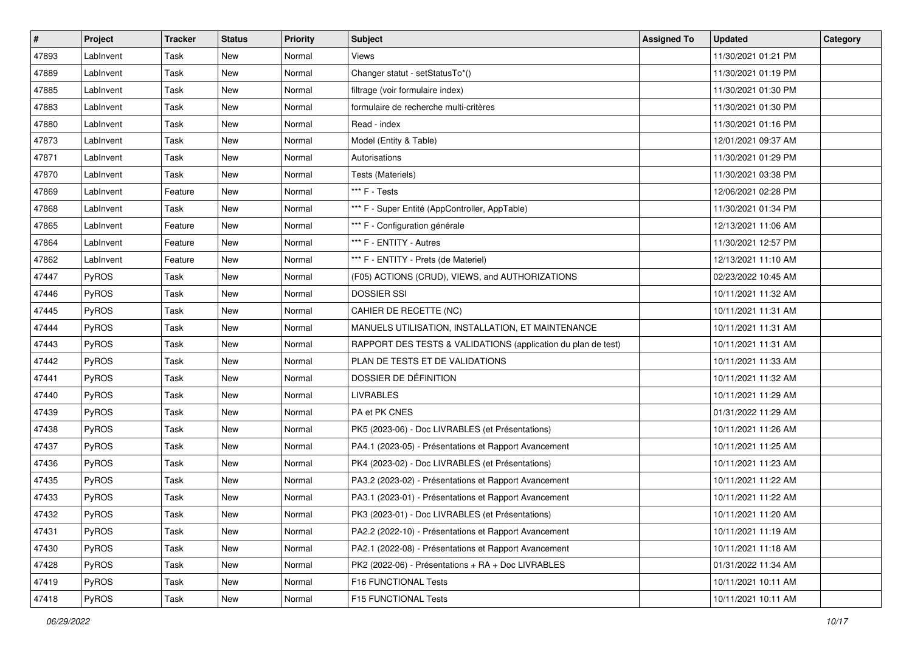| # | Project | Tracker | Status | Priority | Subject | Assigned To | Updated | Category |
|---|---|---|---|---|---|---|---|---|
| 47893 | LabInvent | Task | New | Normal | Views | | 11/30/2021 01:21 PM | |
| 47889 | LabInvent | Task | New | Normal | Changer statut - setStatusTo*() | | 11/30/2021 01:19 PM | |
| 47885 | LabInvent | Task | New | Normal | filtrage (voir formulaire index) | | 11/30/2021 01:30 PM | |
| 47883 | LabInvent | Task | New | Normal | formulaire de recherche multi-critères | | 11/30/2021 01:30 PM | |
| 47880 | LabInvent | Task | New | Normal | Read - index | | 11/30/2021 01:16 PM | |
| 47873 | LabInvent | Task | New | Normal | Model (Entity & Table) | | 12/01/2021 09:37 AM | |
| 47871 | LabInvent | Task | New | Normal | Autorisations | | 11/30/2021 01:29 PM | |
| 47870 | LabInvent | Task | New | Normal | Tests (Materiels) | | 11/30/2021 03:38 PM | |
| 47869 | LabInvent | Feature | New | Normal | *** F - Tests | | 12/06/2021 02:28 PM | |
| 47868 | LabInvent | Task | New | Normal | *** F - Super Entité (AppController, AppTable) | | 11/30/2021 01:34 PM | |
| 47865 | LabInvent | Feature | New | Normal | *** F - Configuration générale | | 12/13/2021 11:06 AM | |
| 47864 | LabInvent | Feature | New | Normal | *** F - ENTITY - Autres | | 11/30/2021 12:57 PM | |
| 47862 | LabInvent | Feature | New | Normal | *** F - ENTITY - Prets (de Materiel) | | 12/13/2021 11:10 AM | |
| 47447 | PyROS | Task | New | Normal | (F05) ACTIONS (CRUD), VIEWS, and AUTHORIZATIONS | | 02/23/2022 10:45 AM | |
| 47446 | PyROS | Task | New | Normal | DOSSIER SSI | | 10/11/2021 11:32 AM | |
| 47445 | PyROS | Task | New | Normal | CAHIER DE RECETTE (NC) | | 10/11/2021 11:31 AM | |
| 47444 | PyROS | Task | New | Normal | MANUELS UTILISATION, INSTALLATION, ET MAINTENANCE | | 10/11/2021 11:31 AM | |
| 47443 | PyROS | Task | New | Normal | RAPPORT DES TESTS & VALIDATIONS (application du plan de test) | | 10/11/2021 11:31 AM | |
| 47442 | PyROS | Task | New | Normal | PLAN DE TESTS ET DE VALIDATIONS | | 10/11/2021 11:33 AM | |
| 47441 | PyROS | Task | New | Normal | DOSSIER DE DÉFINITION | | 10/11/2021 11:32 AM | |
| 47440 | PyROS | Task | New | Normal | LIVRABLES | | 10/11/2021 11:29 AM | |
| 47439 | PyROS | Task | New | Normal | PA et PK CNES | | 01/31/2022 11:29 AM | |
| 47438 | PyROS | Task | New | Normal | PK5 (2023-06) - Doc LIVRABLES (et Présentations) | | 10/11/2021 11:26 AM | |
| 47437 | PyROS | Task | New | Normal | PA4.1 (2023-05) - Présentations et Rapport Avancement | | 10/11/2021 11:25 AM | |
| 47436 | PyROS | Task | New | Normal | PK4 (2023-02) - Doc LIVRABLES (et Présentations) | | 10/11/2021 11:23 AM | |
| 47435 | PyROS | Task | New | Normal | PA3.2 (2023-02) - Présentations et Rapport Avancement | | 10/11/2021 11:22 AM | |
| 47433 | PyROS | Task | New | Normal | PA3.1 (2023-01) - Présentations et Rapport Avancement | | 10/11/2021 11:22 AM | |
| 47432 | PyROS | Task | New | Normal | PK3 (2023-01) - Doc LIVRABLES (et Présentations) | | 10/11/2021 11:20 AM | |
| 47431 | PyROS | Task | New | Normal | PA2.2 (2022-10) - Présentations et Rapport Avancement | | 10/11/2021 11:19 AM | |
| 47430 | PyROS | Task | New | Normal | PA2.1 (2022-08) - Présentations et Rapport Avancement | | 10/11/2021 11:18 AM | |
| 47428 | PyROS | Task | New | Normal | PK2 (2022-06) - Présentations + RA + Doc LIVRABLES | | 01/31/2022 11:34 AM | |
| 47419 | PyROS | Task | New | Normal | F16 FUNCTIONAL Tests | | 10/11/2021 10:11 AM | |
| 47418 | PyROS | Task | New | Normal | F15 FUNCTIONAL Tests | | 10/11/2021 10:11 AM | |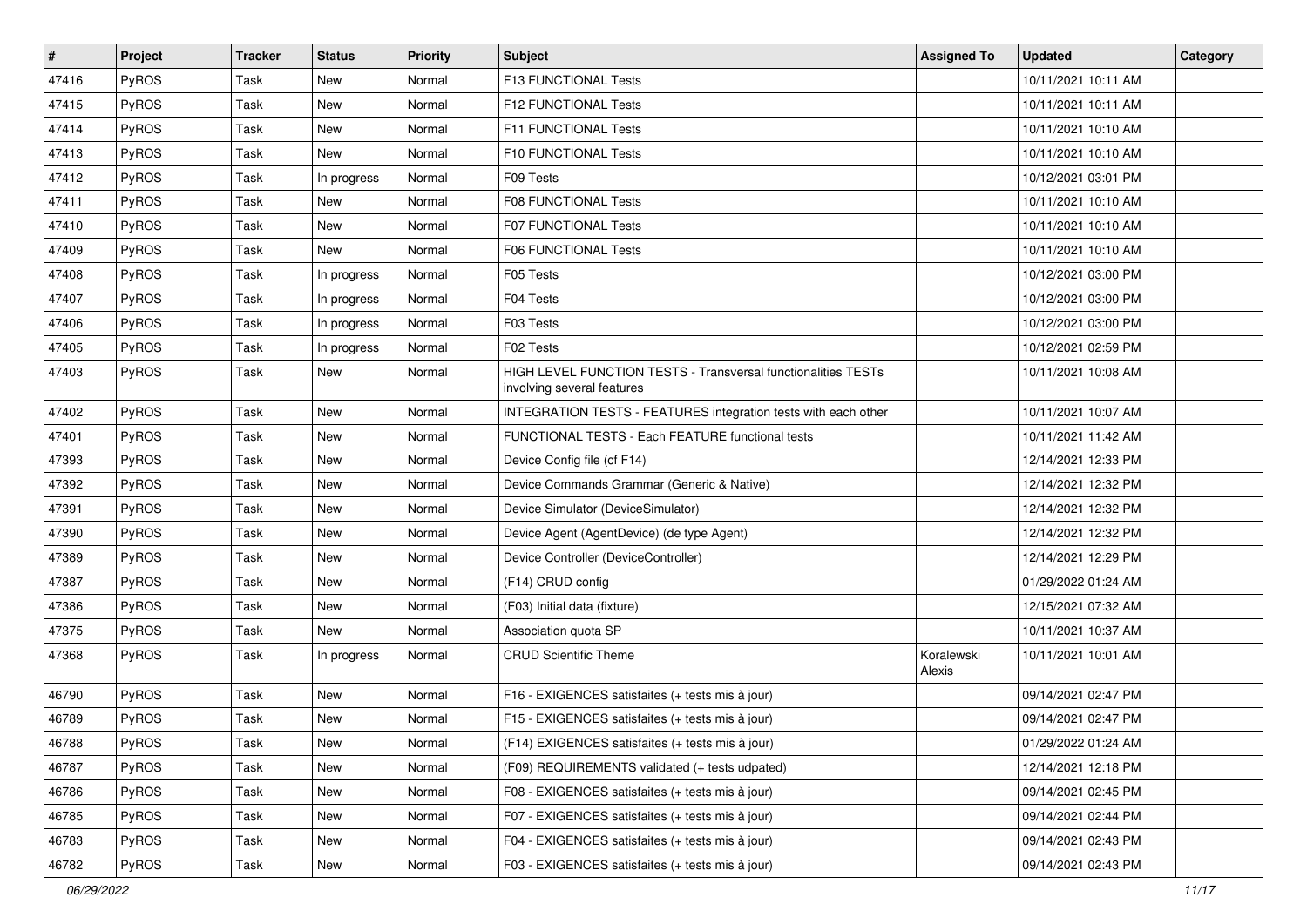| # | Project | Tracker | Status | Priority | Subject | Assigned To | Updated | Category |
|---|---|---|---|---|---|---|---|---|
| 47416 | PyROS | Task | New | Normal | F13 FUNCTIONAL Tests | | 10/11/2021 10:11 AM | |
| 47415 | PyROS | Task | New | Normal | F12 FUNCTIONAL Tests | | 10/11/2021 10:11 AM | |
| 47414 | PyROS | Task | New | Normal | F11 FUNCTIONAL Tests | | 10/11/2021 10:10 AM | |
| 47413 | PyROS | Task | New | Normal | F10 FUNCTIONAL Tests | | 10/11/2021 10:10 AM | |
| 47412 | PyROS | Task | In progress | Normal | F09 Tests | | 10/12/2021 03:01 PM | |
| 47411 | PyROS | Task | New | Normal | F08 FUNCTIONAL Tests | | 10/11/2021 10:10 AM | |
| 47410 | PyROS | Task | New | Normal | F07 FUNCTIONAL Tests | | 10/11/2021 10:10 AM | |
| 47409 | PyROS | Task | New | Normal | F06 FUNCTIONAL Tests | | 10/11/2021 10:10 AM | |
| 47408 | PyROS | Task | In progress | Normal | F05 Tests | | 10/12/2021 03:00 PM | |
| 47407 | PyROS | Task | In progress | Normal | F04 Tests | | 10/12/2021 03:00 PM | |
| 47406 | PyROS | Task | In progress | Normal | F03 Tests | | 10/12/2021 03:00 PM | |
| 47405 | PyROS | Task | In progress | Normal | F02 Tests | | 10/12/2021 02:59 PM | |
| 47403 | PyROS | Task | New | Normal | HIGH LEVEL FUNCTION TESTS - Transversal functionalities TESTs involving several features | | 10/11/2021 10:08 AM | |
| 47402 | PyROS | Task | New | Normal | INTEGRATION TESTS - FEATURES integration tests with each other | | 10/11/2021 10:07 AM | |
| 47401 | PyROS | Task | New | Normal | FUNCTIONAL TESTS - Each FEATURE functional tests | | 10/11/2021 11:42 AM | |
| 47393 | PyROS | Task | New | Normal | Device Config file (cf F14) | | 12/14/2021 12:33 PM | |
| 47392 | PyROS | Task | New | Normal | Device Commands Grammar (Generic & Native) | | 12/14/2021 12:32 PM | |
| 47391 | PyROS | Task | New | Normal | Device Simulator (DeviceSimulator) | | 12/14/2021 12:32 PM | |
| 47390 | PyROS | Task | New | Normal | Device Agent (AgentDevice) (de type Agent) | | 12/14/2021 12:32 PM | |
| 47389 | PyROS | Task | New | Normal | Device Controller (DeviceController) | | 12/14/2021 12:29 PM | |
| 47387 | PyROS | Task | New | Normal | (F14) CRUD config | | 01/29/2022 01:24 AM | |
| 47386 | PyROS | Task | New | Normal | (F03) Initial data (fixture) | | 12/15/2021 07:32 AM | |
| 47375 | PyROS | Task | New | Normal | Association quota SP | | 10/11/2021 10:37 AM | |
| 47368 | PyROS | Task | In progress | Normal | CRUD Scientific Theme | Koralewski Alexis | 10/11/2021 10:01 AM | |
| 46790 | PyROS | Task | New | Normal | F16 - EXIGENCES satisfaites (+ tests mis à jour) | | 09/14/2021 02:47 PM | |
| 46789 | PyROS | Task | New | Normal | F15 - EXIGENCES satisfaites (+ tests mis à jour) | | 09/14/2021 02:47 PM | |
| 46788 | PyROS | Task | New | Normal | (F14) EXIGENCES satisfaites (+ tests mis à jour) | | 01/29/2022 01:24 AM | |
| 46787 | PyROS | Task | New | Normal | (F09) REQUIREMENTS validated (+ tests udpated) | | 12/14/2021 12:18 PM | |
| 46786 | PyROS | Task | New | Normal | F08 - EXIGENCES satisfaites (+ tests mis à jour) | | 09/14/2021 02:45 PM | |
| 46785 | PyROS | Task | New | Normal | F07 - EXIGENCES satisfaites (+ tests mis à jour) | | 09/14/2021 02:44 PM | |
| 46783 | PyROS | Task | New | Normal | F04 - EXIGENCES satisfaites (+ tests mis à jour) | | 09/14/2021 02:43 PM | |
| 46782 | PyROS | Task | New | Normal | F03 - EXIGENCES satisfaites (+ tests mis à jour) | | 09/14/2021 02:43 PM | |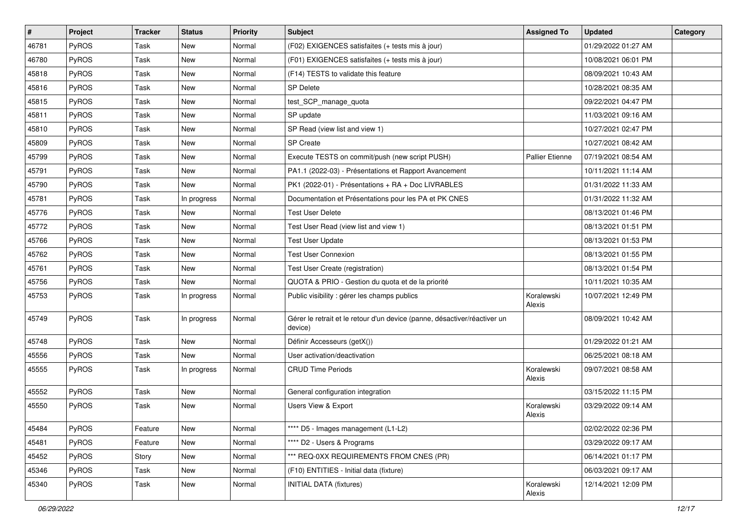| # | Project | Tracker | Status | Priority | Subject | Assigned To | Updated | Category |
|---|---|---|---|---|---|---|---|---|
| 46781 | PyROS | Task | New | Normal | (F02) EXIGENCES satisfaites (+ tests mis à jour) | | 01/29/2022 01:27 AM | |
| 46780 | PyROS | Task | New | Normal | (F01) EXIGENCES satisfaites (+ tests mis à jour) | | 10/08/2021 06:01 PM | |
| 45818 | PyROS | Task | New | Normal | (F14) TESTS to validate this feature | | 08/09/2021 10:43 AM | |
| 45816 | PyROS | Task | New | Normal | SP Delete | | 10/28/2021 08:35 AM | |
| 45815 | PyROS | Task | New | Normal | test_SCP_manage_quota | | 09/22/2021 04:47 PM | |
| 45811 | PyROS | Task | New | Normal | SP update | | 11/03/2021 09:16 AM | |
| 45810 | PyROS | Task | New | Normal | SP Read (view list and view 1) | | 10/27/2021 02:47 PM | |
| 45809 | PyROS | Task | New | Normal | SP Create | | 10/27/2021 08:42 AM | |
| 45799 | PyROS | Task | New | Normal | Execute TESTS on commit/push (new script PUSH) | Pallier Etienne | 07/19/2021 08:54 AM | |
| 45791 | PyROS | Task | New | Normal | PA1.1 (2022-03) - Présentations et Rapport Avancement | | 10/11/2021 11:14 AM | |
| 45790 | PyROS | Task | New | Normal | PK1 (2022-01) - Présentations + RA + Doc LIVRABLES | | 01/31/2022 11:33 AM | |
| 45781 | PyROS | Task | In progress | Normal | Documentation et Présentations pour les PA et PK CNES | | 01/31/2022 11:32 AM | |
| 45776 | PyROS | Task | New | Normal | Test User Delete | | 08/13/2021 01:46 PM | |
| 45772 | PyROS | Task | New | Normal | Test User Read (view list and view 1) | | 08/13/2021 01:51 PM | |
| 45766 | PyROS | Task | New | Normal | Test User Update | | 08/13/2021 01:53 PM | |
| 45762 | PyROS | Task | New | Normal | Test User Connexion | | 08/13/2021 01:55 PM | |
| 45761 | PyROS | Task | New | Normal | Test User Create (registration) | | 08/13/2021 01:54 PM | |
| 45756 | PyROS | Task | New | Normal | QUOTA & PRIO - Gestion du quota et de la priorité | | 10/11/2021 10:35 AM | |
| 45753 | PyROS | Task | In progress | Normal | Public visibility : gérer les champs publics | Koralewski Alexis | 10/07/2021 12:49 PM | |
| 45749 | PyROS | Task | In progress | Normal | Gérer le retrait et le retour d'un device (panne, désactiver/réactiver un device) | | 08/09/2021 10:42 AM | |
| 45748 | PyROS | Task | New | Normal | Définir Accesseurs (getX()) | | 01/29/2022 01:21 AM | |
| 45556 | PyROS | Task | New | Normal | User activation/deactivation | | 06/25/2021 08:18 AM | |
| 45555 | PyROS | Task | In progress | Normal | CRUD Time Periods | Koralewski Alexis | 09/07/2021 08:58 AM | |
| 45552 | PyROS | Task | New | Normal | General configuration integration | | 03/15/2022 11:15 PM | |
| 45550 | PyROS | Task | New | Normal | Users View & Export | Koralewski Alexis | 03/29/2022 09:14 AM | |
| 45484 | PyROS | Feature | New | Normal | **** D5 - Images management (L1-L2) | | 02/02/2022 02:36 PM | |
| 45481 | PyROS | Feature | New | Normal | **** D2 - Users & Programs | | 03/29/2022 09:17 AM | |
| 45452 | PyROS | Story | New | Normal | *** REQ-0XX REQUIREMENTS FROM CNES (PR) | | 06/14/2021 01:17 PM | |
| 45346 | PyROS | Task | New | Normal | (F10) ENTITIES - Initial data (fixture) | | 06/03/2021 09:17 AM | |
| 45340 | PyROS | Task | New | Normal | INITIAL DATA (fixtures) | Koralewski Alexis | 12/14/2021 12:09 PM | |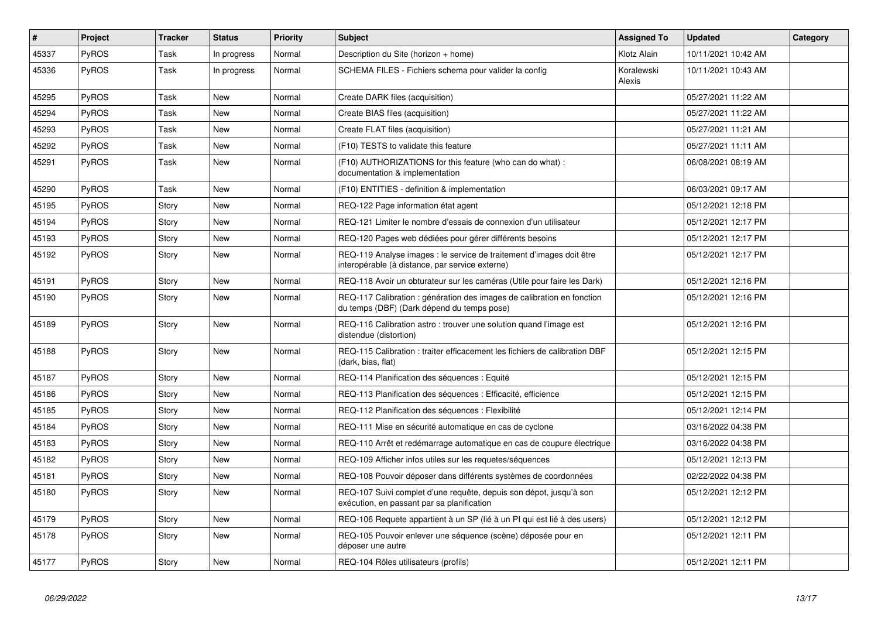| # | Project | Tracker | Status | Priority | Subject | Assigned To | Updated | Category |
|---|---|---|---|---|---|---|---|---|
| 45337 | PyROS | Task | In progress | Normal | Description du Site (horizon + home) | Klotz Alain | 10/11/2021 10:42 AM | |
| 45336 | PyROS | Task | In progress | Normal | SCHEMA FILES - Fichiers schema pour valider la config | Koralewski Alexis | 10/11/2021 10:43 AM | |
| 45295 | PyROS | Task | New | Normal | Create DARK files (acquisition) | | 05/27/2021 11:22 AM | |
| 45294 | PyROS | Task | New | Normal | Create BIAS files (acquisition) | | 05/27/2021 11:22 AM | |
| 45293 | PyROS | Task | New | Normal | Create FLAT files (acquisition) | | 05/27/2021 11:21 AM | |
| 45292 | PyROS | Task | New | Normal | (F10) TESTS to validate this feature | | 05/27/2021 11:11 AM | |
| 45291 | PyROS | Task | New | Normal | (F10) AUTHORIZATIONS for this feature (who can do what) : documentation & implementation | | 06/08/2021 08:19 AM | |
| 45290 | PyROS | Task | New | Normal | (F10) ENTITIES - definition & implementation | | 06/03/2021 09:17 AM | |
| 45195 | PyROS | Story | New | Normal | REQ-122 Page information état agent | | 05/12/2021 12:18 PM | |
| 45194 | PyROS | Story | New | Normal | REQ-121 Limiter le nombre d'essais de connexion d'un utilisateur | | 05/12/2021 12:17 PM | |
| 45193 | PyROS | Story | New | Normal | REQ-120 Pages web dédiées pour gérer différents besoins | | 05/12/2021 12:17 PM | |
| 45192 | PyROS | Story | New | Normal | REQ-119 Analyse images : le service de traitement d'images doit être interopérable (à distance, par service externe) | | 05/12/2021 12:17 PM | |
| 45191 | PyROS | Story | New | Normal | REQ-118 Avoir un obturateur sur les caméras (Utile pour faire les Dark) | | 05/12/2021 12:16 PM | |
| 45190 | PyROS | Story | New | Normal | REQ-117 Calibration : génération des images de calibration en fonction du temps (DBF) (Dark dépend du temps pose) | | 05/12/2021 12:16 PM | |
| 45189 | PyROS | Story | New | Normal | REQ-116 Calibration astro : trouver une solution quand l'image est distendue (distortion) | | 05/12/2021 12:16 PM | |
| 45188 | PyROS | Story | New | Normal | REQ-115 Calibration : traiter efficacement les fichiers de calibration DBF (dark, bias, flat) | | 05/12/2021 12:15 PM | |
| 45187 | PyROS | Story | New | Normal | REQ-114 Planification des séquences : Equité | | 05/12/2021 12:15 PM | |
| 45186 | PyROS | Story | New | Normal | REQ-113 Planification des séquences : Efficacité, efficience | | 05/12/2021 12:15 PM | |
| 45185 | PyROS | Story | New | Normal | REQ-112 Planification des séquences : Flexibilité | | 05/12/2021 12:14 PM | |
| 45184 | PyROS | Story | New | Normal | REQ-111 Mise en sécurité automatique en cas de cyclone | | 03/16/2022 04:38 PM | |
| 45183 | PyROS | Story | New | Normal | REQ-110 Arrêt et redémarrage automatique en cas de coupure électrique | | 03/16/2022 04:38 PM | |
| 45182 | PyROS | Story | New | Normal | REQ-109 Afficher infos utiles sur les requetes/séquences | | 05/12/2021 12:13 PM | |
| 45181 | PyROS | Story | New | Normal | REQ-108 Pouvoir déposer dans différents systèmes de coordonnées | | 02/22/2022 04:38 PM | |
| 45180 | PyROS | Story | New | Normal | REQ-107 Suivi complet d'une requête, depuis son dépot, jusqu'à son exécution, en passant par sa planification | | 05/12/2021 12:12 PM | |
| 45179 | PyROS | Story | New | Normal | REQ-106 Requete appartient à un SP (lié à un PI qui est lié à des users) | | 05/12/2021 12:12 PM | |
| 45178 | PyROS | Story | New | Normal | REQ-105 Pouvoir enlever une séquence (scène) déposée pour en déposer une autre | | 05/12/2021 12:11 PM | |
| 45177 | PyROS | Story | New | Normal | REQ-104 Rôles utilisateurs (profils) | | 05/12/2021 12:11 PM | |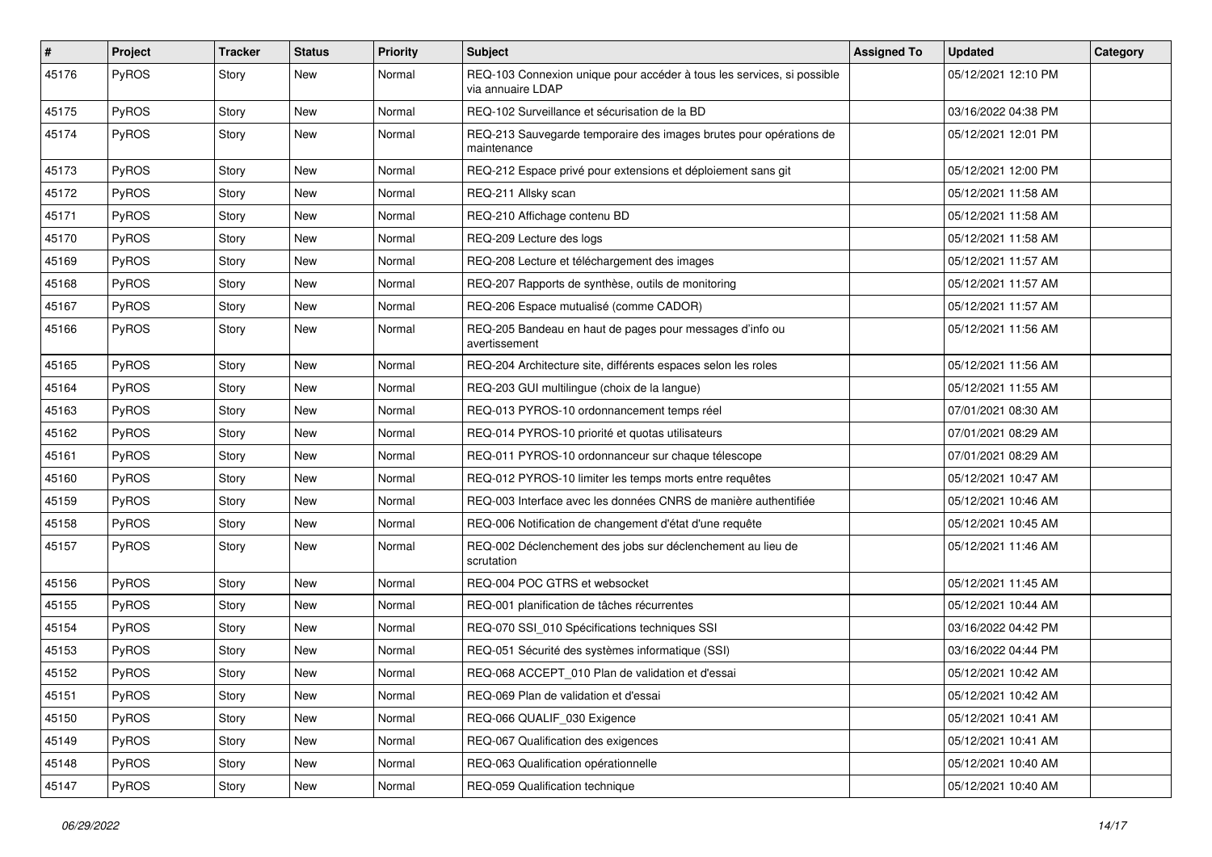| # | Project | Tracker | Status | Priority | Subject | Assigned To | Updated | Category |
|---|---|---|---|---|---|---|---|---|
| 45176 | PyROS | Story | New | Normal | REQ-103 Connexion unique pour accéder à tous les services, si possible via annuaire LDAP | | 05/12/2021 12:10 PM | |
| 45175 | PyROS | Story | New | Normal | REQ-102 Surveillance et sécurisation de la BD | | 03/16/2022 04:38 PM | |
| 45174 | PyROS | Story | New | Normal | REQ-213 Sauvegarde temporaire des images brutes pour opérations de maintenance | | 05/12/2021 12:01 PM | |
| 45173 | PyROS | Story | New | Normal | REQ-212 Espace privé pour extensions et déploiement sans git | | 05/12/2021 12:00 PM | |
| 45172 | PyROS | Story | New | Normal | REQ-211 Allsky scan | | 05/12/2021 11:58 AM | |
| 45171 | PyROS | Story | New | Normal | REQ-210 Affichage contenu BD | | 05/12/2021 11:58 AM | |
| 45170 | PyROS | Story | New | Normal | REQ-209 Lecture des logs | | 05/12/2021 11:58 AM | |
| 45169 | PyROS | Story | New | Normal | REQ-208 Lecture et téléchargement des images | | 05/12/2021 11:57 AM | |
| 45168 | PyROS | Story | New | Normal | REQ-207 Rapports de synthèse, outils de monitoring | | 05/12/2021 11:57 AM | |
| 45167 | PyROS | Story | New | Normal | REQ-206 Espace mutualisé (comme CADOR) | | 05/12/2021 11:57 AM | |
| 45166 | PyROS | Story | New | Normal | REQ-205 Bandeau en haut de pages pour messages d'info ou avertissement | | 05/12/2021 11:56 AM | |
| 45165 | PyROS | Story | New | Normal | REQ-204 Architecture site, différents espaces selon les roles | | 05/12/2021 11:56 AM | |
| 45164 | PyROS | Story | New | Normal | REQ-203 GUI multilingue (choix de la langue) | | 05/12/2021 11:55 AM | |
| 45163 | PyROS | Story | New | Normal | REQ-013 PYROS-10 ordonnancement temps réel | | 07/01/2021 08:30 AM | |
| 45162 | PyROS | Story | New | Normal | REQ-014 PYROS-10 priorité et quotas utilisateurs | | 07/01/2021 08:29 AM | |
| 45161 | PyROS | Story | New | Normal | REQ-011 PYROS-10 ordonnanceur sur chaque télescope | | 07/01/2021 08:29 AM | |
| 45160 | PyROS | Story | New | Normal | REQ-012 PYROS-10 limiter les temps morts entre requêtes | | 05/12/2021 10:47 AM | |
| 45159 | PyROS | Story | New | Normal | REQ-003 Interface avec les données CNRS de manière authentifiée | | 05/12/2021 10:46 AM | |
| 45158 | PyROS | Story | New | Normal | REQ-006 Notification de changement d'état d'une requête | | 05/12/2021 10:45 AM | |
| 45157 | PyROS | Story | New | Normal | REQ-002 Déclenchement des jobs sur déclenchement au lieu de scrutation | | 05/12/2021 11:46 AM | |
| 45156 | PyROS | Story | New | Normal | REQ-004 POC GTRS et websocket | | 05/12/2021 11:45 AM | |
| 45155 | PyROS | Story | New | Normal | REQ-001 planification de tâches récurrentes | | 05/12/2021 10:44 AM | |
| 45154 | PyROS | Story | New | Normal | REQ-070 SSI_010 Spécifications techniques SSI | | 03/16/2022 04:42 PM | |
| 45153 | PyROS | Story | New | Normal | REQ-051 Sécurité des systèmes informatique (SSI) | | 03/16/2022 04:44 PM | |
| 45152 | PyROS | Story | New | Normal | REQ-068 ACCEPT_010 Plan de validation et d'essai | | 05/12/2021 10:42 AM | |
| 45151 | PyROS | Story | New | Normal | REQ-069 Plan de validation et d'essai | | 05/12/2021 10:42 AM | |
| 45150 | PyROS | Story | New | Normal | REQ-066 QUALIF_030 Exigence | | 05/12/2021 10:41 AM | |
| 45149 | PyROS | Story | New | Normal | REQ-067 Qualification des exigences | | 05/12/2021 10:41 AM | |
| 45148 | PyROS | Story | New | Normal | REQ-063 Qualification opérationnelle | | 05/12/2021 10:40 AM | |
| 45147 | PyROS | Story | New | Normal | REQ-059 Qualification technique | | 05/12/2021 10:40 AM | |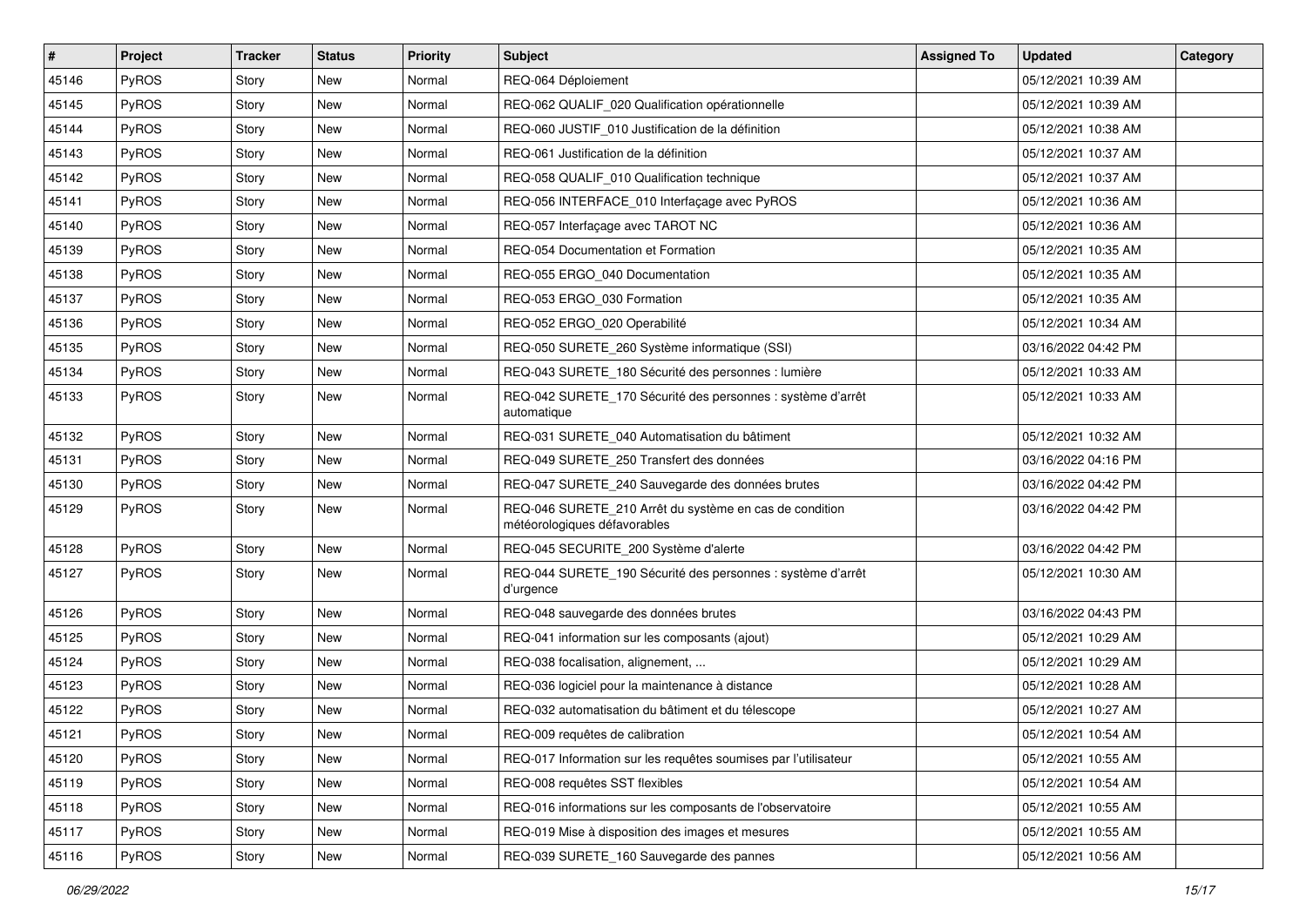| # | Project | Tracker | Status | Priority | Subject | Assigned To | Updated | Category |
|---|---|---|---|---|---|---|---|---|
| 45146 | PyROS | Story | New | Normal | REQ-064 Déploiement | | 05/12/2021 10:39 AM | |
| 45145 | PyROS | Story | New | Normal | REQ-062 QUALIF_020 Qualification opérationnelle | | 05/12/2021 10:39 AM | |
| 45144 | PyROS | Story | New | Normal | REQ-060 JUSTIF_010 Justification de la définition | | 05/12/2021 10:38 AM | |
| 45143 | PyROS | Story | New | Normal | REQ-061 Justification de la définition | | 05/12/2021 10:37 AM | |
| 45142 | PyROS | Story | New | Normal | REQ-058 QUALIF_010 Qualification technique | | 05/12/2021 10:37 AM | |
| 45141 | PyROS | Story | New | Normal | REQ-056 INTERFACE_010 Interfaçage avec PyROS | | 05/12/2021 10:36 AM | |
| 45140 | PyROS | Story | New | Normal | REQ-057 Interfaçage avec TAROT NC | | 05/12/2021 10:36 AM | |
| 45139 | PyROS | Story | New | Normal | REQ-054 Documentation et Formation | | 05/12/2021 10:35 AM | |
| 45138 | PyROS | Story | New | Normal | REQ-055 ERGO_040 Documentation | | 05/12/2021 10:35 AM | |
| 45137 | PyROS | Story | New | Normal | REQ-053 ERGO_030 Formation | | 05/12/2021 10:35 AM | |
| 45136 | PyROS | Story | New | Normal | REQ-052 ERGO_020 Operabilité | | 05/12/2021 10:34 AM | |
| 45135 | PyROS | Story | New | Normal | REQ-050 SURETE_260 Système informatique (SSI) | | 03/16/2022 04:42 PM | |
| 45134 | PyROS | Story | New | Normal | REQ-043 SURETE_180 Sécurité des personnes : lumière | | 05/12/2021 10:33 AM | |
| 45133 | PyROS | Story | New | Normal | REQ-042 SURETE_170 Sécurité des personnes : système d'arrêt automatique | | 05/12/2021 10:33 AM | |
| 45132 | PyROS | Story | New | Normal | REQ-031 SURETE_040 Automatisation du bâtiment | | 05/12/2021 10:32 AM | |
| 45131 | PyROS | Story | New | Normal | REQ-049 SURETE_250 Transfert des données | | 03/16/2022 04:16 PM | |
| 45130 | PyROS | Story | New | Normal | REQ-047 SURETE_240 Sauvegarde des données brutes | | 03/16/2022 04:42 PM | |
| 45129 | PyROS | Story | New | Normal | REQ-046 SURETE_210 Arrêt du système en cas de condition météorologiques défavorables | | 03/16/2022 04:42 PM | |
| 45128 | PyROS | Story | New | Normal | REQ-045 SECURITE_200 Système d'alerte | | 03/16/2022 04:42 PM | |
| 45127 | PyROS | Story | New | Normal | REQ-044 SURETE_190 Sécurité des personnes : système d'arrêt d'urgence | | 05/12/2021 10:30 AM | |
| 45126 | PyROS | Story | New | Normal | REQ-048 sauvegarde des données brutes | | 03/16/2022 04:43 PM | |
| 45125 | PyROS | Story | New | Normal | REQ-041 information sur les composants (ajout) | | 05/12/2021 10:29 AM | |
| 45124 | PyROS | Story | New | Normal | REQ-038 focalisation, alignement, ... | | 05/12/2021 10:29 AM | |
| 45123 | PyROS | Story | New | Normal | REQ-036 logiciel pour la maintenance à distance | | 05/12/2021 10:28 AM | |
| 45122 | PyROS | Story | New | Normal | REQ-032 automatisation du bâtiment et du télescope | | 05/12/2021 10:27 AM | |
| 45121 | PyROS | Story | New | Normal | REQ-009 requêtes de calibration | | 05/12/2021 10:54 AM | |
| 45120 | PyROS | Story | New | Normal | REQ-017 Information sur les requêtes soumises par l'utilisateur | | 05/12/2021 10:55 AM | |
| 45119 | PyROS | Story | New | Normal | REQ-008 requêtes SST flexibles | | 05/12/2021 10:54 AM | |
| 45118 | PyROS | Story | New | Normal | REQ-016 informations sur les composants de l'observatoire | | 05/12/2021 10:55 AM | |
| 45117 | PyROS | Story | New | Normal | REQ-019 Mise à disposition des images et mesures | | 05/12/2021 10:55 AM | |
| 45116 | PyROS | Story | New | Normal | REQ-039 SURETE_160 Sauvegarde des pannes | | 05/12/2021 10:56 AM | |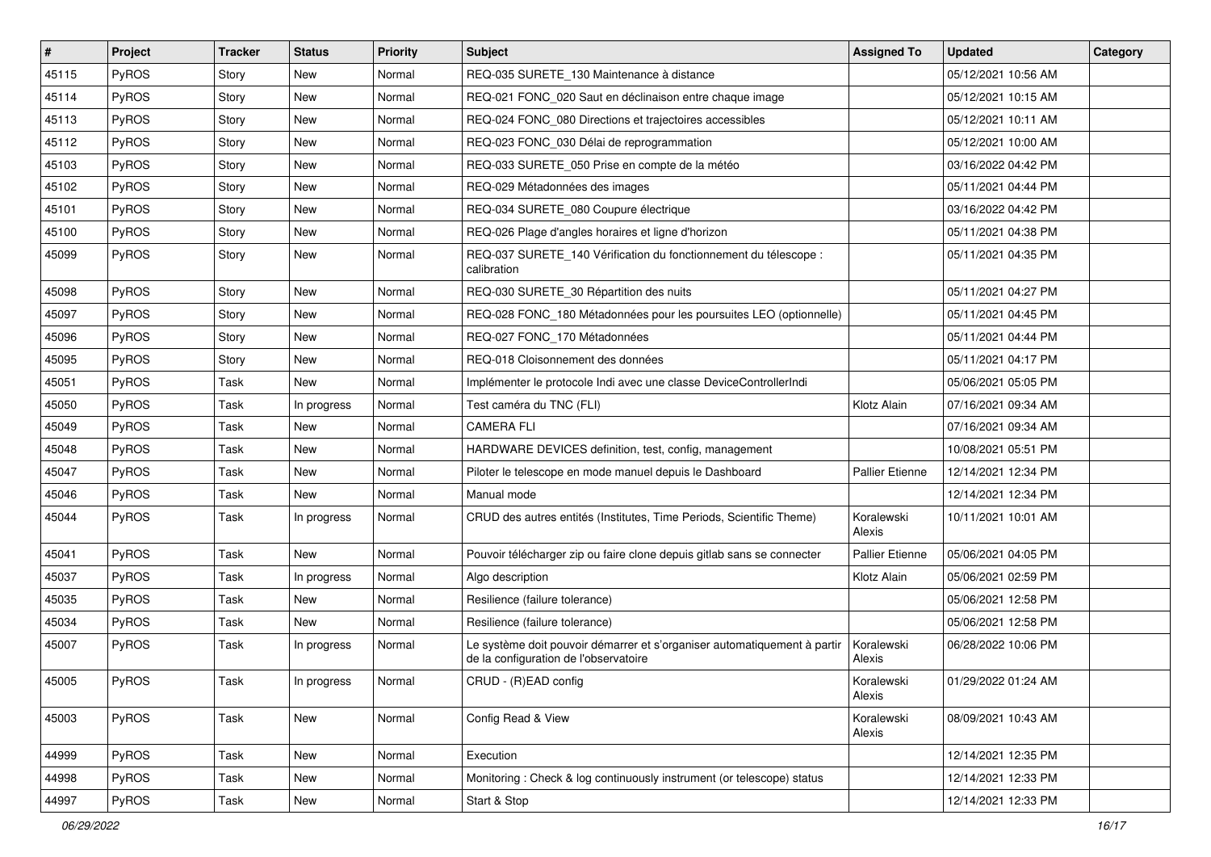| # | Project | Tracker | Status | Priority | Subject | Assigned To | Updated | Category |
|---|---|---|---|---|---|---|---|---|
| 45115 | PyROS | Story | New | Normal | REQ-035 SURETE_130 Maintenance à distance | | 05/12/2021 10:56 AM | |
| 45114 | PyROS | Story | New | Normal | REQ-021 FONC_020 Saut en déclinaison entre chaque image | | 05/12/2021 10:15 AM | |
| 45113 | PyROS | Story | New | Normal | REQ-024 FONC_080 Directions et trajectoires accessibles | | 05/12/2021 10:11 AM | |
| 45112 | PyROS | Story | New | Normal | REQ-023 FONC_030 Délai de reprogrammation | | 05/12/2021 10:00 AM | |
| 45103 | PyROS | Story | New | Normal | REQ-033 SURETE_050 Prise en compte de la météo | | 03/16/2022 04:42 PM | |
| 45102 | PyROS | Story | New | Normal | REQ-029 Métadonnées des images | | 05/11/2021 04:44 PM | |
| 45101 | PyROS | Story | New | Normal | REQ-034 SURETE_080 Coupure électrique | | 03/16/2022 04:42 PM | |
| 45100 | PyROS | Story | New | Normal | REQ-026 Plage d'angles horaires et ligne d'horizon | | 05/11/2021 04:38 PM | |
| 45099 | PyROS | Story | New | Normal | REQ-037 SURETE_140 Vérification du fonctionnement du télescope : calibration | | 05/11/2021 04:35 PM | |
| 45098 | PyROS | Story | New | Normal | REQ-030 SURETE_30 Répartition des nuits | | 05/11/2021 04:27 PM | |
| 45097 | PyROS | Story | New | Normal | REQ-028 FONC_180 Métadonnées pour les poursuites LEO (optionnelle) | | 05/11/2021 04:45 PM | |
| 45096 | PyROS | Story | New | Normal | REQ-027 FONC_170 Métadonnées | | 05/11/2021 04:44 PM | |
| 45095 | PyROS | Story | New | Normal | REQ-018 Cloisonnement des données | | 05/11/2021 04:17 PM | |
| 45051 | PyROS | Task | New | Normal | Implémenter le protocole Indi avec une classe DeviceControllerIndi | | 05/06/2021 05:05 PM | |
| 45050 | PyROS | Task | In progress | Normal | Test caméra du TNC (FLI) | Klotz Alain | 07/16/2021 09:34 AM | |
| 45049 | PyROS | Task | New | Normal | CAMERA FLI | | 07/16/2021 09:34 AM | |
| 45048 | PyROS | Task | New | Normal | HARDWARE DEVICES definition, test, config, management | | 10/08/2021 05:51 PM | |
| 45047 | PyROS | Task | New | Normal | Piloter le telescope en mode manuel depuis le Dashboard | Pallier Etienne | 12/14/2021 12:34 PM | |
| 45046 | PyROS | Task | New | Normal | Manual mode | | 12/14/2021 12:34 PM | |
| 45044 | PyROS | Task | In progress | Normal | CRUD des autres entités (Institutes, Time Periods, Scientific Theme) | Koralewski Alexis | 10/11/2021 10:01 AM | |
| 45041 | PyROS | Task | New | Normal | Pouvoir télécharger zip ou faire clone depuis gitlab sans se connecter | Pallier Etienne | 05/06/2021 04:05 PM | |
| 45037 | PyROS | Task | In progress | Normal | Algo description | Klotz Alain | 05/06/2021 02:59 PM | |
| 45035 | PyROS | Task | New | Normal | Resilience (failure tolerance) | | 05/06/2021 12:58 PM | |
| 45034 | PyROS | Task | New | Normal | Resilience (failure tolerance) | | 05/06/2021 12:58 PM | |
| 45007 | PyROS | Task | In progress | Normal | Le système doit pouvoir démarrer et s'organiser automatiquement à partir de la configuration de l'observatoire | Koralewski Alexis | 06/28/2022 10:06 PM | |
| 45005 | PyROS | Task | In progress | Normal | CRUD - (R)EAD config | Koralewski Alexis | 01/29/2022 01:24 AM | |
| 45003 | PyROS | Task | New | Normal | Config Read & View | Koralewski Alexis | 08/09/2021 10:43 AM | |
| 44999 | PyROS | Task | New | Normal | Execution | | 12/14/2021 12:35 PM | |
| 44998 | PyROS | Task | New | Normal | Monitoring : Check & log continuously instrument (or telescope) status | | 12/14/2021 12:33 PM | |
| 44997 | PyROS | Task | New | Normal | Start & Stop | | 12/14/2021 12:33 PM | |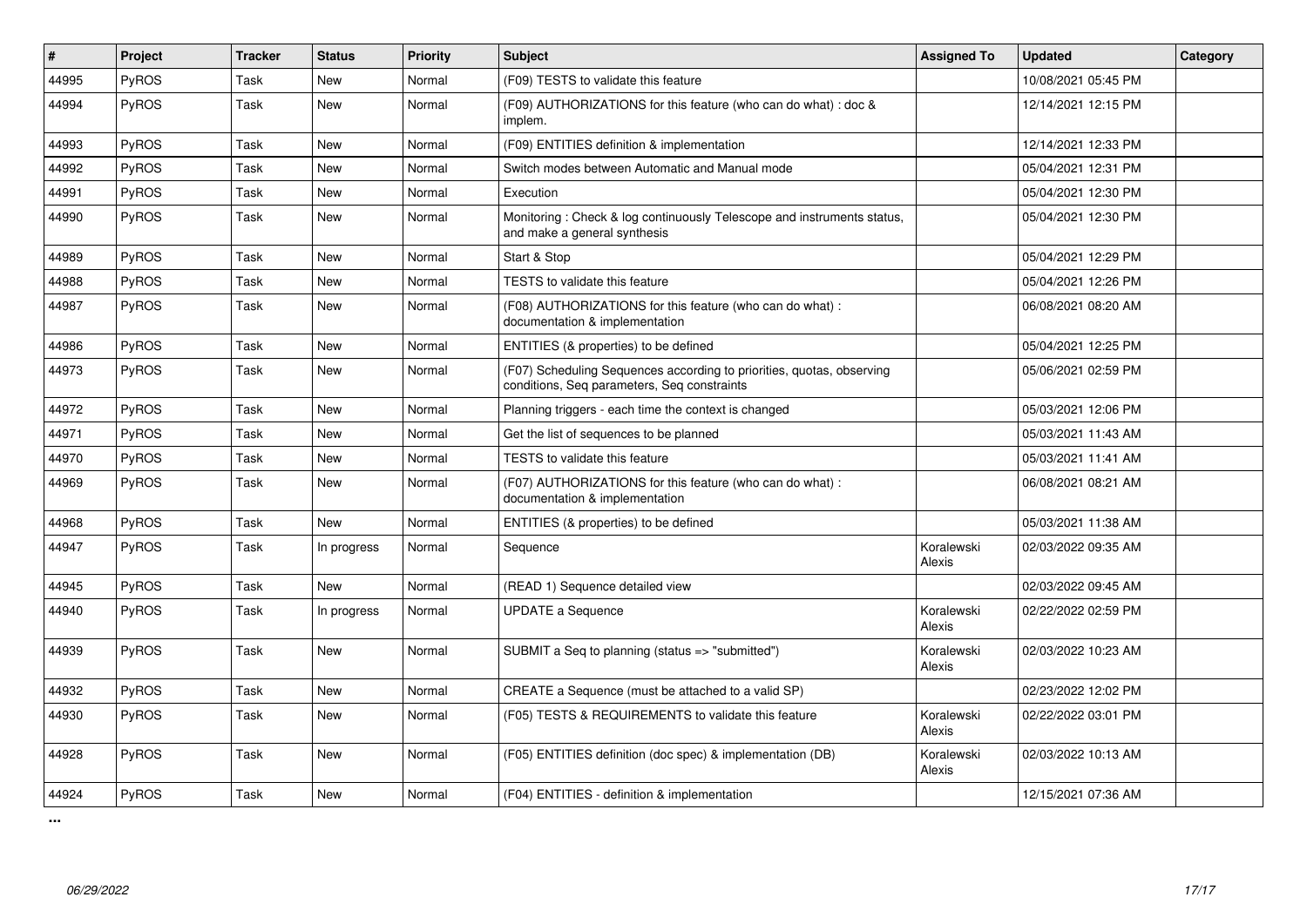| # | Project | Tracker | Status | Priority | Subject | Assigned To | Updated | Category |
|---|---|---|---|---|---|---|---|---|
| 44995 | PyROS | Task | New | Normal | (F09) TESTS to validate this feature | | 10/08/2021 05:45 PM | |
| 44994 | PyROS | Task | New | Normal | (F09) AUTHORIZATIONS for this feature (who can do what) : doc & implem. | | 12/14/2021 12:15 PM | |
| 44993 | PyROS | Task | New | Normal | (F09) ENTITIES definition & implementation | | 12/14/2021 12:33 PM | |
| 44992 | PyROS | Task | New | Normal | Switch modes between Automatic and Manual mode | | 05/04/2021 12:31 PM | |
| 44991 | PyROS | Task | New | Normal | Execution | | 05/04/2021 12:30 PM | |
| 44990 | PyROS | Task | New | Normal | Monitoring : Check & log continuously Telescope and instruments status, and make a general synthesis | | 05/04/2021 12:30 PM | |
| 44989 | PyROS | Task | New | Normal | Start & Stop | | 05/04/2021 12:29 PM | |
| 44988 | PyROS | Task | New | Normal | TESTS to validate this feature | | 05/04/2021 12:26 PM | |
| 44987 | PyROS | Task | New | Normal | (F08) AUTHORIZATIONS for this feature (who can do what) : documentation & implementation | | 06/08/2021 08:20 AM | |
| 44986 | PyROS | Task | New | Normal | ENTITIES (& properties) to be defined | | 05/04/2021 12:25 PM | |
| 44973 | PyROS | Task | New | Normal | (F07) Scheduling Sequences according to priorities, quotas, observing conditions, Seq parameters, Seq constraints | | 05/06/2021 02:59 PM | |
| 44972 | PyROS | Task | New | Normal | Planning triggers - each time the context is changed | | 05/03/2021 12:06 PM | |
| 44971 | PyROS | Task | New | Normal | Get the list of sequences to be planned | | 05/03/2021 11:43 AM | |
| 44970 | PyROS | Task | New | Normal | TESTS to validate this feature | | 05/03/2021 11:41 AM | |
| 44969 | PyROS | Task | New | Normal | (F07) AUTHORIZATIONS for this feature (who can do what) : documentation & implementation | | 06/08/2021 08:21 AM | |
| 44968 | PyROS | Task | New | Normal | ENTITIES (& properties) to be defined | | 05/03/2021 11:38 AM | |
| 44947 | PyROS | Task | In progress | Normal | Sequence | Koralewski Alexis | 02/03/2022 09:35 AM | |
| 44945 | PyROS | Task | New | Normal | (READ 1) Sequence detailed view | | 02/03/2022 09:45 AM | |
| 44940 | PyROS | Task | In progress | Normal | UPDATE a Sequence | Koralewski Alexis | 02/22/2022 02:59 PM | |
| 44939 | PyROS | Task | New | Normal | SUBMIT a Seq to planning (status => "submitted") | Koralewski Alexis | 02/03/2022 10:23 AM | |
| 44932 | PyROS | Task | New | Normal | CREATE a Sequence (must be attached to a valid SP) | | 02/23/2022 12:02 PM | |
| 44930 | PyROS | Task | New | Normal | (F05) TESTS & REQUIREMENTS to validate this feature | Koralewski Alexis | 02/22/2022 03:01 PM | |
| 44928 | PyROS | Task | New | Normal | (F05) ENTITIES definition (doc spec) & implementation (DB) | Koralewski Alexis | 02/03/2022 10:13 AM | |
| 44924 | PyROS | Task | New | Normal | (F04) ENTITIES - definition & implementation | | 12/15/2021 07:36 AM | |

...